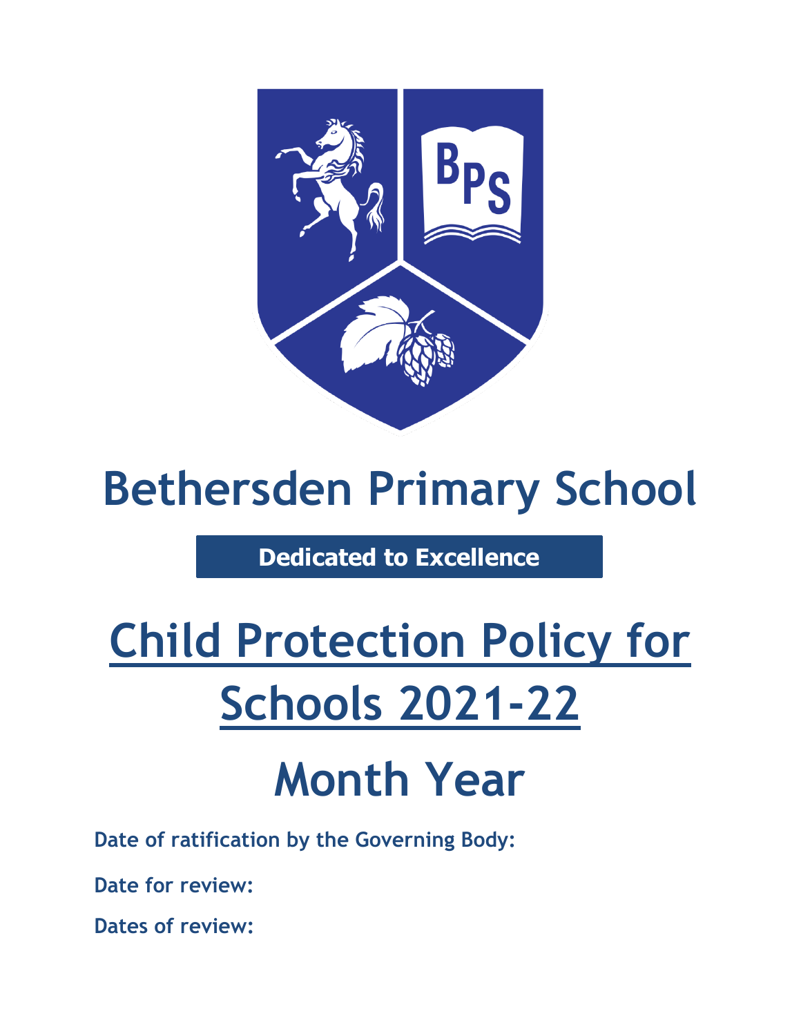# Bethersden Primary School

**Dedicated to Excellence**

# Child Protection Policy for Schools 2021-22

# Month Year

**Date of ratification by the Governing Body:**

**Date for review:**

**Dates of review:**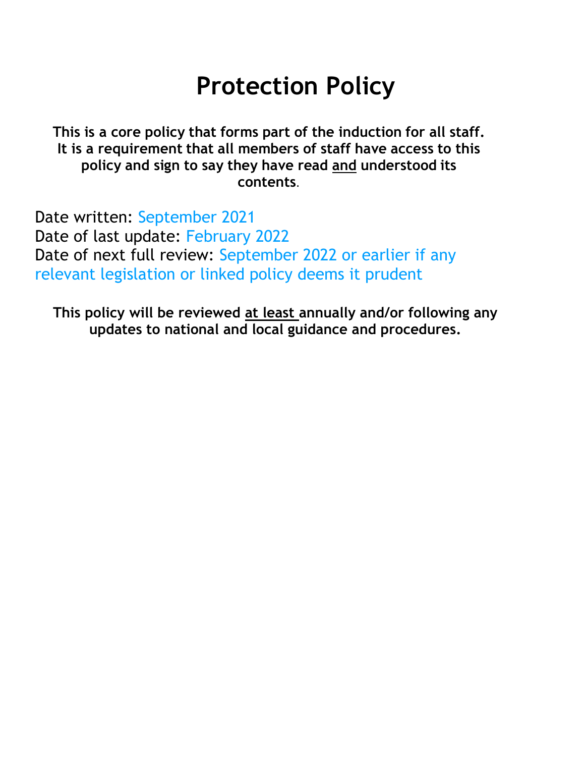# Protection Policy

**This is a core policy that forms part of the induction for all staff. It is a requirement that all members of staff have access to this policy and sign to say they have read and understood its contents.**

Date written: September 2021
Date of last update: February 2022
Date of next full review: September 2022 or earlier if any relevant legislation or linked policy deems it prudent

**This policy will be reviewed at least annually and/or following any updates to national and local guidance and procedures.**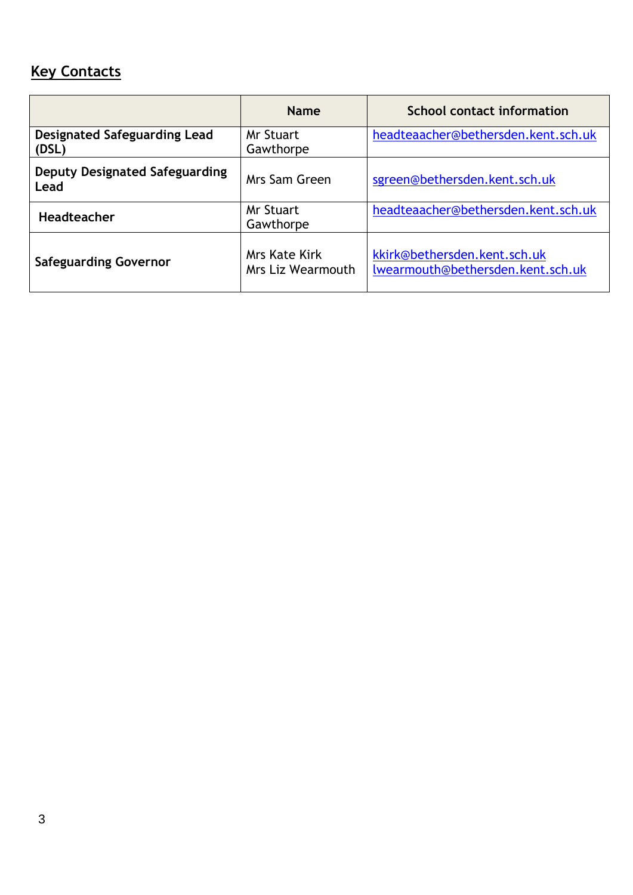## Key Contacts

| | Name | School contact information |
|---|---|---|
| **Designated Safeguarding Lead (DSL)** | Mr Stuart Gawthorpe | headteaacher@bethersden.kent.sch.uk |
| **Deputy Designated Safeguarding Lead** | Mrs Sam Green | sgreen@bethersden.kent.sch.uk |
| **Headteacher** | Mr Stuart Gawthorpe | headteaacher@bethersden.kent.sch.uk |
| **Safeguarding Governor** | Mrs Kate Kirk<br>Mrs Liz Wearmouth | kkirk@bethersden.kent.sch.uk<br>lwearmouth@bethersden.kent.sch.uk |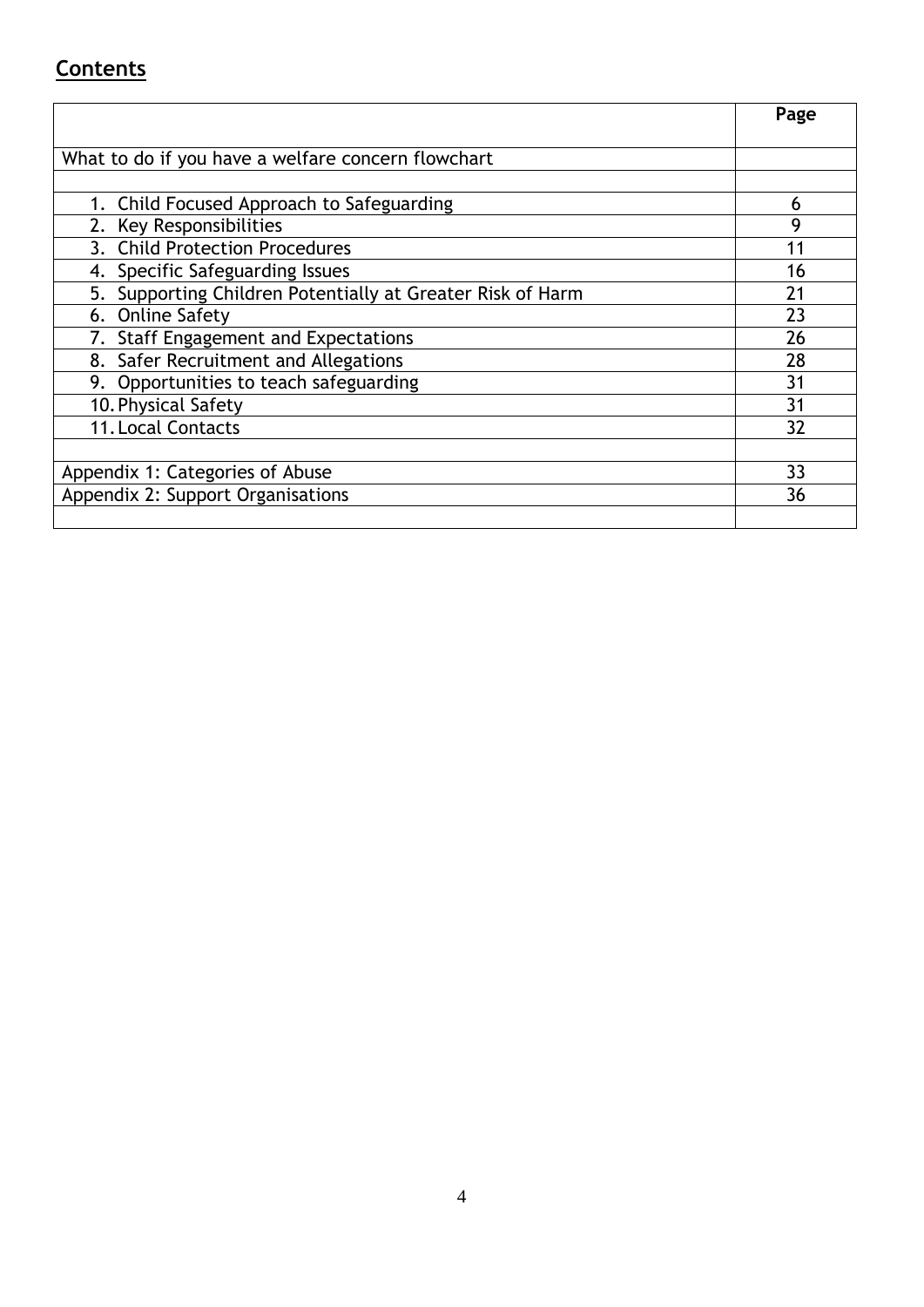## Contents

| | Page |
|---|---|
| What to do if you have a welfare concern flowchart | |
| | |
| 1. Child Focused Approach to Safeguarding | 6 |
| 2. Key Responsibilities | 9 |
| 3. Child Protection Procedures | 11 |
| 4. Specific Safeguarding Issues | 16 |
| 5. Supporting Children Potentially at Greater Risk of Harm | 21 |
| 6. Online Safety | 23 |
| 7. Staff Engagement and Expectations | 26 |
| 8. Safer Recruitment and Allegations | 28 |
| 9. Opportunities to teach safeguarding | 31 |
| 10. Physical Safety | 31 |
| 11. Local Contacts | 32 |
| | |
| Appendix 1: Categories of Abuse | 33 |
| Appendix 2: Support Organisations | 36 |
| | |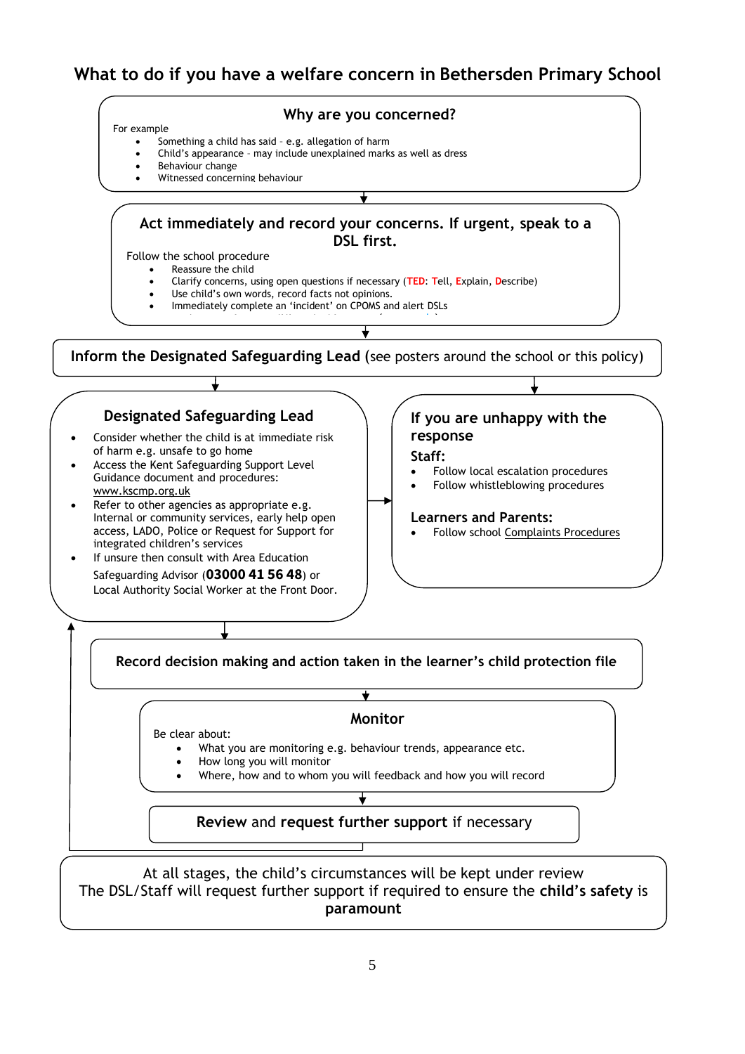# What to do if you have a welfare concern in Bethersden Primary School

## Why are you concerned?

For example

- Something a child has said – e.g. allegation of harm
- Child's appearance – may include unexplained marks as well as dress
- Behaviour change
- Witnessed concerning behaviour

## Act immediately and record your concerns. If urgent, speak to a DSL first.

Follow the school procedure

- Reassure the child
- Clarify concerns, using open questions if necessary (**TED**: **T**ell, **E**xplain, **D**escribe)
- Use child's own words, record facts not opinions.
- Immediately complete an 'incident' on CPOMS and alert DSLs

**Inform the Designated Safeguarding Lead** (see posters around the school or this policy)

## Designated Safeguarding Lead

- Consider whether the child is at immediate risk of harm e.g. unsafe to go home
- Access the Kent Safeguarding Support Level Guidance document and procedures: www.kscmp.org.uk
- Refer to other agencies as appropriate e.g. Internal or community services, early help open access, LADO, Police or Request for Support for integrated children's services
- If unsure then consult with Area Education Safeguarding Advisor (**03000 41 56 48**) or Local Authority Social Worker at the Front Door.

## If you are unhappy with the response

**Staff:**

- Follow local escalation procedures
- Follow whistleblowing procedures

**Learners and Parents:**

- Follow school Complaints Procedures

**Record decision making and action taken in the learner's child protection file**

## Monitor

Be clear about:

- What you are monitoring e.g. behaviour trends, appearance etc.
- How long you will monitor
- Where, how and to whom you will feedback and how you will record

**Review** and **request further support** if necessary

At all stages, the child's circumstances will be kept under review
The DSL/Staff will request further support if required to ensure the **child's safety** is **paramount**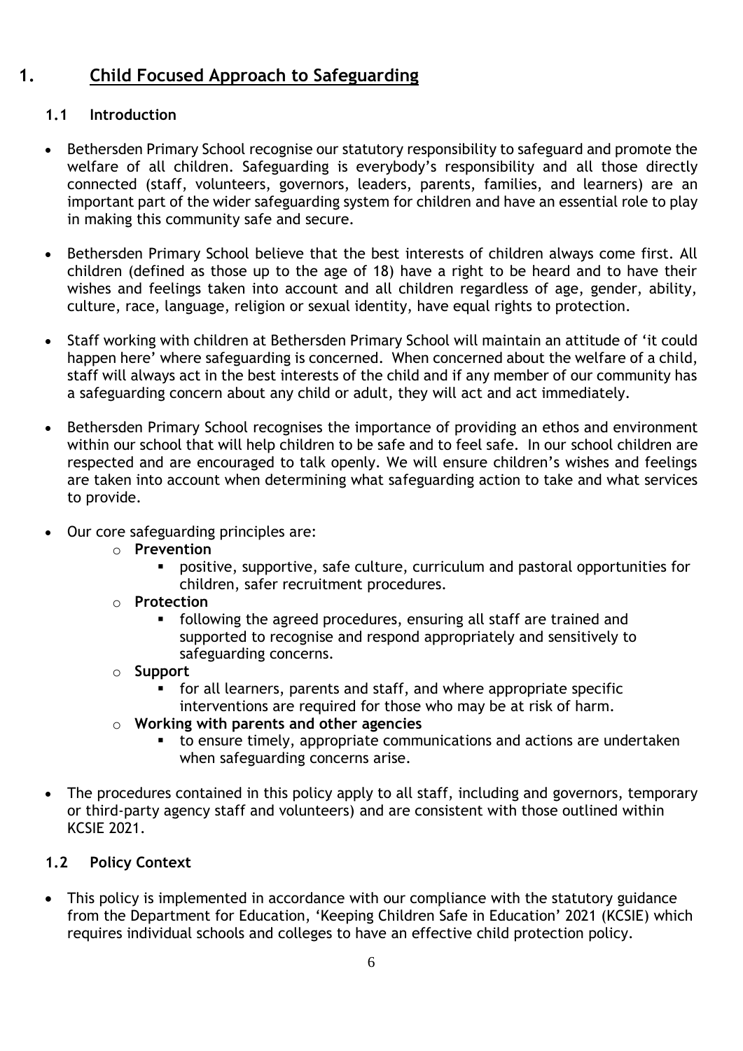# 1. Child Focused Approach to Safeguarding

## 1.1 Introduction

- Bethersden Primary School recognise our statutory responsibility to safeguard and promote the welfare of all children. Safeguarding is everybody's responsibility and all those directly connected (staff, volunteers, governors, leaders, parents, families, and learners) are an important part of the wider safeguarding system for children and have an essential role to play in making this community safe and secure.
- Bethersden Primary School believe that the best interests of children always come first. All children (defined as those up to the age of 18) have a right to be heard and to have their wishes and feelings taken into account and all children regardless of age, gender, ability, culture, race, language, religion or sexual identity, have equal rights to protection.
- Staff working with children at Bethersden Primary School will maintain an attitude of 'it could happen here' where safeguarding is concerned. When concerned about the welfare of a child, staff will always act in the best interests of the child and if any member of our community has a safeguarding concern about any child or adult, they will act and act immediately.
- Bethersden Primary School recognises the importance of providing an ethos and environment within our school that will help children to be safe and to feel safe. In our school children are respected and are encouraged to talk openly. We will ensure children's wishes and feelings are taken into account when determining what safeguarding action to take and what services to provide.
- Our core safeguarding principles are:
  - **Prevention**
    - positive, supportive, safe culture, curriculum and pastoral opportunities for children, safer recruitment procedures.
  - **Protection**
    - following the agreed procedures, ensuring all staff are trained and supported to recognise and respond appropriately and sensitively to safeguarding concerns.
  - **Support**
    - for all learners, parents and staff, and where appropriate specific interventions are required for those who may be at risk of harm.
  - **Working with parents and other agencies**
    - to ensure timely, appropriate communications and actions are undertaken when safeguarding concerns arise.
- The procedures contained in this policy apply to all staff, including and governors, temporary or third-party agency staff and volunteers) and are consistent with those outlined within KCSIE 2021.

## 1.2 Policy Context

- This policy is implemented in accordance with our compliance with the statutory guidance from the Department for Education, 'Keeping Children Safe in Education' 2021 (KCSIE) which requires individual schools and colleges to have an effective child protection policy.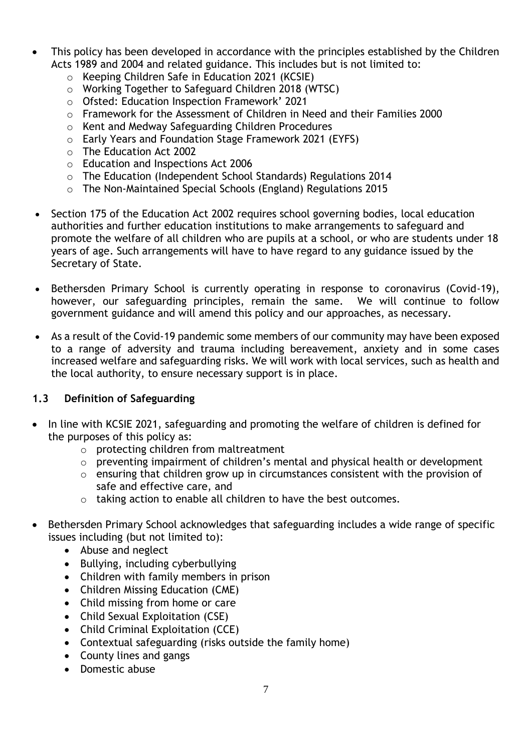- This policy has been developed in accordance with the principles established by the Children Acts 1989 and 2004 and related guidance. This includes but is not limited to:
    - Keeping Children Safe in Education 2021 (KCSIE)
    - Working Together to Safeguard Children 2018 (WTSC)
    - Ofsted: Education Inspection Framework' 2021
    - Framework for the Assessment of Children in Need and their Families 2000
    - Kent and Medway Safeguarding Children Procedures
    - Early Years and Foundation Stage Framework 2021 (EYFS)
    - The Education Act 2002
    - Education and Inspections Act 2006
    - The Education (Independent School Standards) Regulations 2014
    - The Non-Maintained Special Schools (England) Regulations 2015

- Section 175 of the Education Act 2002 requires school governing bodies, local education authorities and further education institutions to make arrangements to safeguard and promote the welfare of all children who are pupils at a school, or who are students under 18 years of age. Such arrangements will have to have regard to any guidance issued by the Secretary of State.

- Bethersden Primary School is currently operating in response to coronavirus (Covid-19), however, our safeguarding principles, remain the same. We will continue to follow government guidance and will amend this policy and our approaches, as necessary.

- As a result of the Covid-19 pandemic some members of our community may have been exposed to a range of adversity and trauma including bereavement, anxiety and in some cases increased welfare and safeguarding risks. We will work with local services, such as health and the local authority, to ensure necessary support is in place.

### 1.3 Definition of Safeguarding

- In line with KCSIE 2021, safeguarding and promoting the welfare of children is defined for the purposes of this policy as:
    - protecting children from maltreatment
    - preventing impairment of children's mental and physical health or development
    - ensuring that children grow up in circumstances consistent with the provision of safe and effective care, and
    - taking action to enable all children to have the best outcomes.

- Bethersden Primary School acknowledges that safeguarding includes a wide range of specific issues including (but not limited to):
    - Abuse and neglect
    - Bullying, including cyberbullying
    - Children with family members in prison
    - Children Missing Education (CME)
    - Child missing from home or care
    - Child Sexual Exploitation (CSE)
    - Child Criminal Exploitation (CCE)
    - Contextual safeguarding (risks outside the family home)
    - County lines and gangs
    - Domestic abuse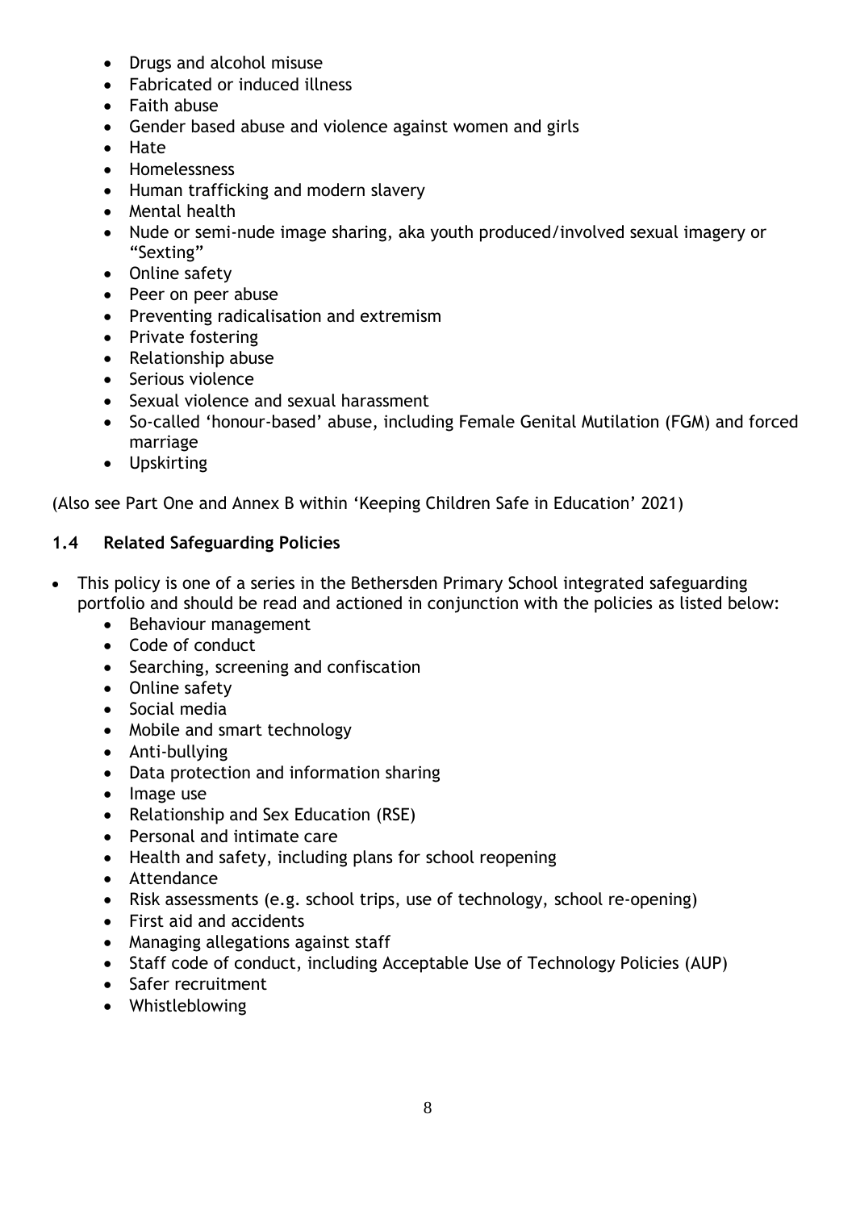- Drugs and alcohol misuse
- Fabricated or induced illness
- Faith abuse
- Gender based abuse and violence against women and girls
- Hate
- Homelessness
- Human trafficking and modern slavery
- Mental health
- Nude or semi-nude image sharing, aka youth produced/involved sexual imagery or "Sexting"
- Online safety
- Peer on peer abuse
- Preventing radicalisation and extremism
- Private fostering
- Relationship abuse
- Serious violence
- Sexual violence and sexual harassment
- So-called 'honour-based' abuse, including Female Genital Mutilation (FGM) and forced marriage
- Upskirting

(Also see Part One and Annex B within 'Keeping Children Safe in Education' 2021)

### 1.4 Related Safeguarding Policies

- This policy is one of a series in the Bethersden Primary School integrated safeguarding portfolio and should be read and actioned in conjunction with the policies as listed below:
    - Behaviour management
    - Code of conduct
    - Searching, screening and confiscation
    - Online safety
    - Social media
    - Mobile and smart technology
    - Anti-bullying
    - Data protection and information sharing
    - Image use
    - Relationship and Sex Education (RSE)
    - Personal and intimate care
    - Health and safety, including plans for school reopening
    - Attendance
    - Risk assessments (e.g. school trips, use of technology, school re-opening)
    - First aid and accidents
    - Managing allegations against staff
    - Staff code of conduct, including Acceptable Use of Technology Policies (AUP)
    - Safer recruitment
    - Whistleblowing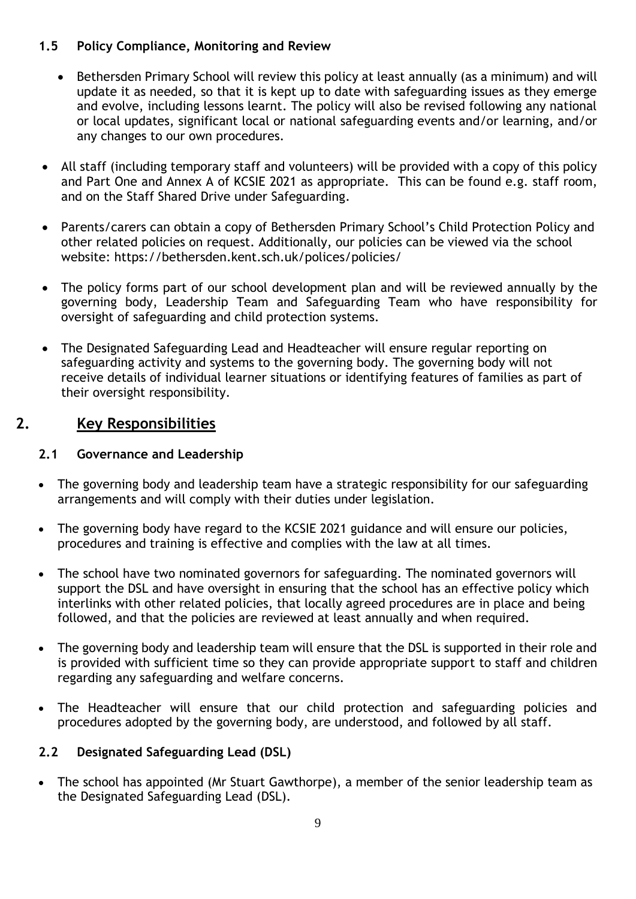### 1.5 Policy Compliance, Monitoring and Review

- Bethersden Primary School will review this policy at least annually (as a minimum) and will update it as needed, so that it is kept up to date with safeguarding issues as they emerge and evolve, including lessons learnt. The policy will also be revised following any national or local updates, significant local or national safeguarding events and/or learning, and/or any changes to our own procedures.
- All staff (including temporary staff and volunteers) will be provided with a copy of this policy and Part One and Annex A of KCSIE 2021 as appropriate. This can be found e.g. staff room, and on the Staff Shared Drive under Safeguarding.
- Parents/carers can obtain a copy of Bethersden Primary School's Child Protection Policy and other related policies on request. Additionally, our policies can be viewed via the school website: https://bethersden.kent.sch.uk/polices/policies/
- The policy forms part of our school development plan and will be reviewed annually by the governing body, Leadership Team and Safeguarding Team who have responsibility for oversight of safeguarding and child protection systems.
- The Designated Safeguarding Lead and Headteacher will ensure regular reporting on safeguarding activity and systems to the governing body. The governing body will not receive details of individual learner situations or identifying features of families as part of their oversight responsibility.

## 2. Key Responsibilities

### 2.1 Governance and Leadership

- The governing body and leadership team have a strategic responsibility for our safeguarding arrangements and will comply with their duties under legislation.
- The governing body have regard to the KCSIE 2021 guidance and will ensure our policies, procedures and training is effective and complies with the law at all times.
- The school have two nominated governors for safeguarding. The nominated governors will support the DSL and have oversight in ensuring that the school has an effective policy which interlinks with other related policies, that locally agreed procedures are in place and being followed, and that the policies are reviewed at least annually and when required.
- The governing body and leadership team will ensure that the DSL is supported in their role and is provided with sufficient time so they can provide appropriate support to staff and children regarding any safeguarding and welfare concerns.
- The Headteacher will ensure that our child protection and safeguarding policies and procedures adopted by the governing body, are understood, and followed by all staff.

### 2.2 Designated Safeguarding Lead (DSL)

- The school has appointed (Mr Stuart Gawthorpe), a member of the senior leadership team as the Designated Safeguarding Lead (DSL).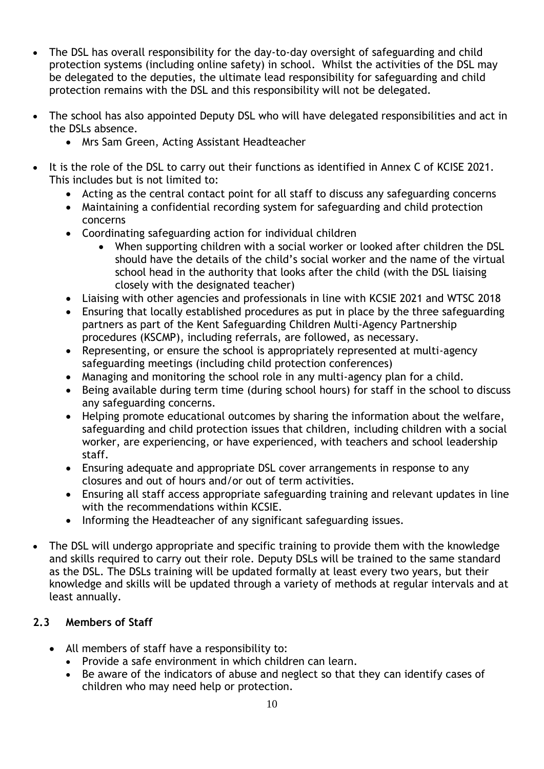- The DSL has overall responsibility for the day-to-day oversight of safeguarding and child protection systems (including online safety) in school. Whilst the activities of the DSL may be delegated to the deputies, the ultimate lead responsibility for safeguarding and child protection remains with the DSL and this responsibility will not be delegated.

- The school has also appointed Deputy DSL who will have delegated responsibilities and act in the DSLs absence.
    - Mrs Sam Green, Acting Assistant Headteacher

- It is the role of the DSL to carry out their functions as identified in Annex C of KCISE 2021. This includes but is not limited to:
    - Acting as the central contact point for all staff to discuss any safeguarding concerns
    - Maintaining a confidential recording system for safeguarding and child protection concerns
    - Coordinating safeguarding action for individual children
        - When supporting children with a social worker or looked after children the DSL should have the details of the child's social worker and the name of the virtual school head in the authority that looks after the child (with the DSL liaising closely with the designated teacher)
    - Liaising with other agencies and professionals in line with KCSIE 2021 and WTSC 2018
    - Ensuring that locally established procedures as put in place by the three safeguarding partners as part of the Kent Safeguarding Children Multi-Agency Partnership procedures (KSCMP), including referrals, are followed, as necessary.
    - Representing, or ensure the school is appropriately represented at multi-agency safeguarding meetings (including child protection conferences)
    - Managing and monitoring the school role in any multi-agency plan for a child.
    - Being available during term time (during school hours) for staff in the school to discuss any safeguarding concerns.
    - Helping promote educational outcomes by sharing the information about the welfare, safeguarding and child protection issues that children, including children with a social worker, are experiencing, or have experienced, with teachers and school leadership staff.
    - Ensuring adequate and appropriate DSL cover arrangements in response to any closures and out of hours and/or out of term activities.
    - Ensuring all staff access appropriate safeguarding training and relevant updates in line with the recommendations within KCSIE.
    - Informing the Headteacher of any significant safeguarding issues.

- The DSL will undergo appropriate and specific training to provide them with the knowledge and skills required to carry out their role. Deputy DSLs will be trained to the same standard as the DSL. The DSLs training will be updated formally at least every two years, but their knowledge and skills will be updated through a variety of methods at regular intervals and at least annually.

### 2.3 Members of Staff

- All members of staff have a responsibility to:
    - Provide a safe environment in which children can learn.
    - Be aware of the indicators of abuse and neglect so that they can identify cases of children who may need help or protection.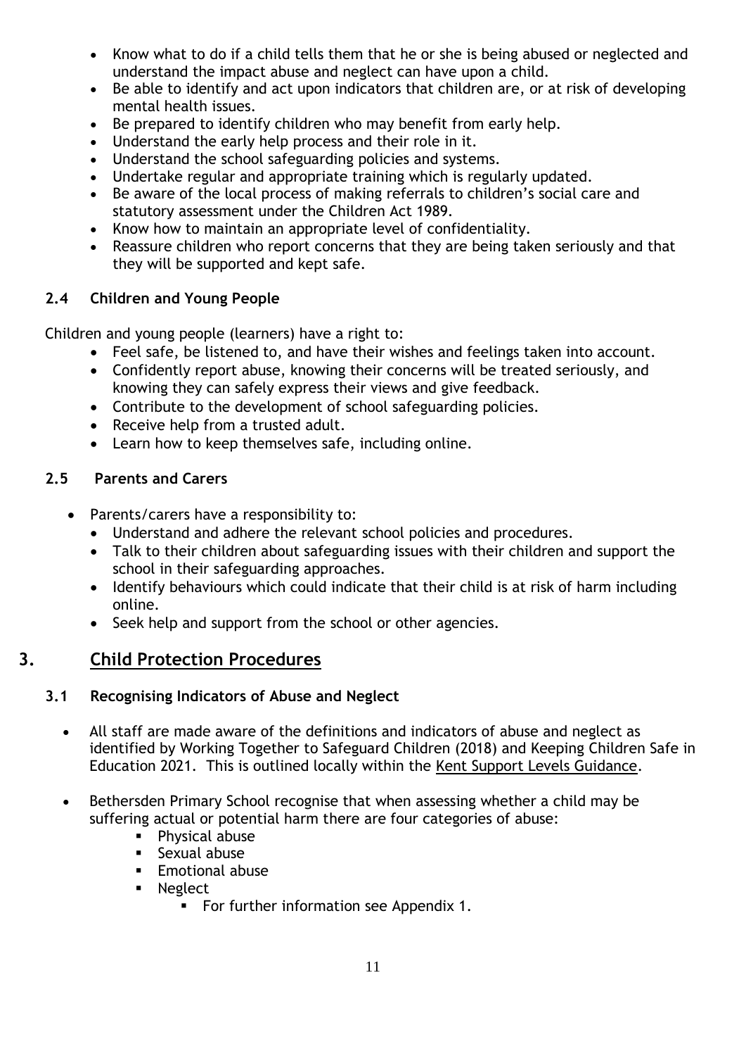- Know what to do if a child tells them that he or she is being abused or neglected and understand the impact abuse and neglect can have upon a child.
- Be able to identify and act upon indicators that children are, or at risk of developing mental health issues.
- Be prepared to identify children who may benefit from early help.
- Understand the early help process and their role in it.
- Understand the school safeguarding policies and systems.
- Undertake regular and appropriate training which is regularly updated.
- Be aware of the local process of making referrals to children's social care and statutory assessment under the Children Act 1989.
- Know how to maintain an appropriate level of confidentiality.
- Reassure children who report concerns that they are being taken seriously and that they will be supported and kept safe.

### 2.4 Children and Young People

Children and young people (learners) have a right to:

- Feel safe, be listened to, and have their wishes and feelings taken into account.
- Confidently report abuse, knowing their concerns will be treated seriously, and knowing they can safely express their views and give feedback.
- Contribute to the development of school safeguarding policies.
- Receive help from a trusted adult.
- Learn how to keep themselves safe, including online.

### 2.5 Parents and Carers

- Parents/carers have a responsibility to:
  - Understand and adhere the relevant school policies and procedures.
  - Talk to their children about safeguarding issues with their children and support the school in their safeguarding approaches.
  - Identify behaviours which could indicate that their child is at risk of harm including online.
  - Seek help and support from the school or other agencies.

## 3. Child Protection Procedures

### 3.1 Recognising Indicators of Abuse and Neglect

- All staff are made aware of the definitions and indicators of abuse and neglect as identified by Working Together to Safeguard Children (2018) and Keeping Children Safe in Education 2021. This is outlined locally within the Kent Support Levels Guidance.

- Bethersden Primary School recognise that when assessing whether a child may be suffering actual or potential harm there are four categories of abuse:
  - Physical abuse
  - Sexual abuse
  - Emotional abuse
  - Neglect
    - For further information see Appendix 1.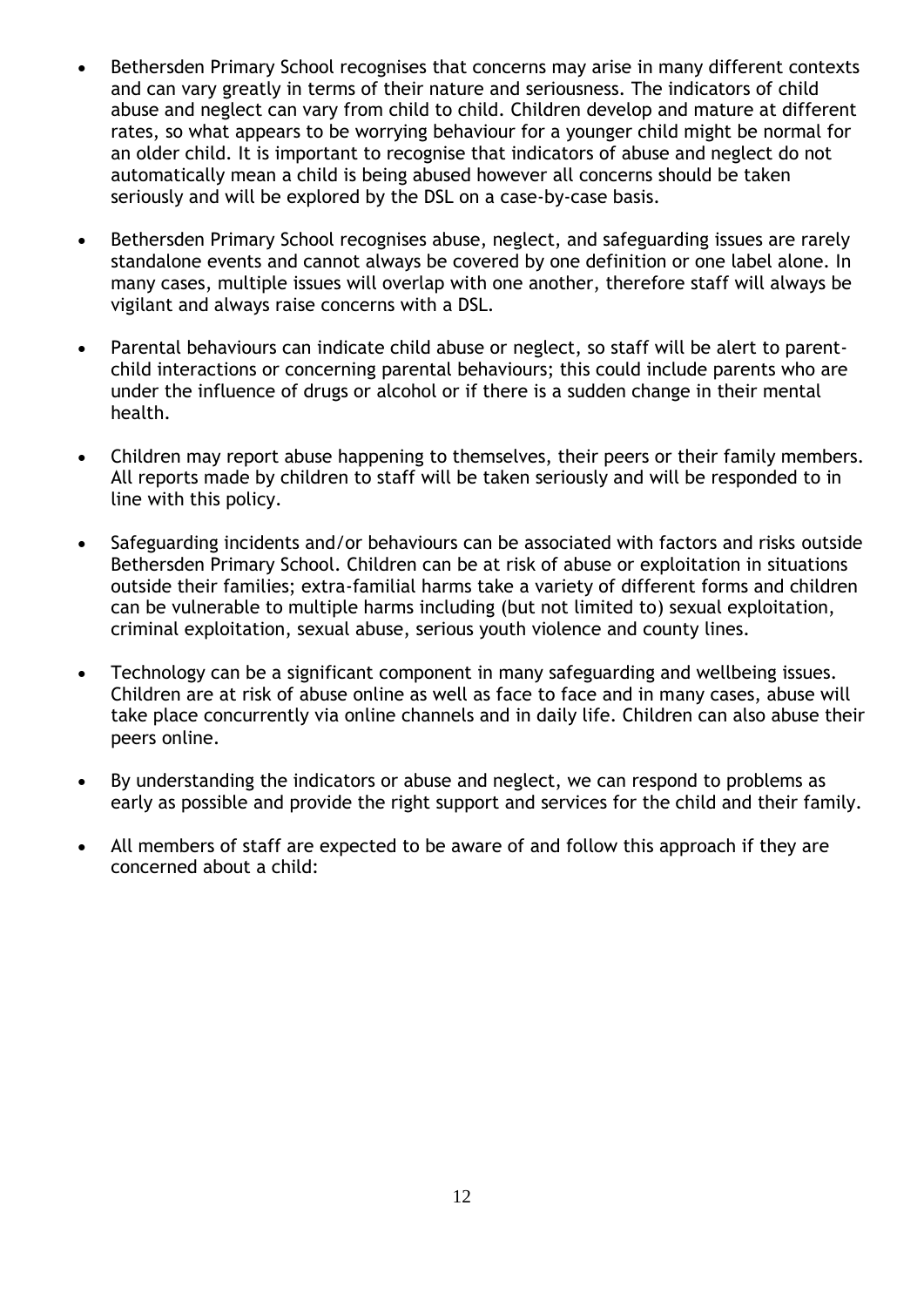- Bethersden Primary School recognises that concerns may arise in many different contexts and can vary greatly in terms of their nature and seriousness. The indicators of child abuse and neglect can vary from child to child. Children develop and mature at different rates, so what appears to be worrying behaviour for a younger child might be normal for an older child. It is important to recognise that indicators of abuse and neglect do not automatically mean a child is being abused however all concerns should be taken seriously and will be explored by the DSL on a case-by-case basis.

- Bethersden Primary School recognises abuse, neglect, and safeguarding issues are rarely standalone events and cannot always be covered by one definition or one label alone. In many cases, multiple issues will overlap with one another, therefore staff will always be vigilant and always raise concerns with a DSL.

- Parental behaviours can indicate child abuse or neglect, so staff will be alert to parent-child interactions or concerning parental behaviours; this could include parents who are under the influence of drugs or alcohol or if there is a sudden change in their mental health.

- Children may report abuse happening to themselves, their peers or their family members. All reports made by children to staff will be taken seriously and will be responded to in line with this policy.

- Safeguarding incidents and/or behaviours can be associated with factors and risks outside Bethersden Primary School. Children can be at risk of abuse or exploitation in situations outside their families; extra-familial harms take a variety of different forms and children can be vulnerable to multiple harms including (but not limited to) sexual exploitation, criminal exploitation, sexual abuse, serious youth violence and county lines.

- Technology can be a significant component in many safeguarding and wellbeing issues. Children are at risk of abuse online as well as face to face and in many cases, abuse will take place concurrently via online channels and in daily life. Children can also abuse their peers online.

- By understanding the indicators or abuse and neglect, we can respond to problems as early as possible and provide the right support and services for the child and their family.

- All members of staff are expected to be aware of and follow this approach if they are concerned about a child: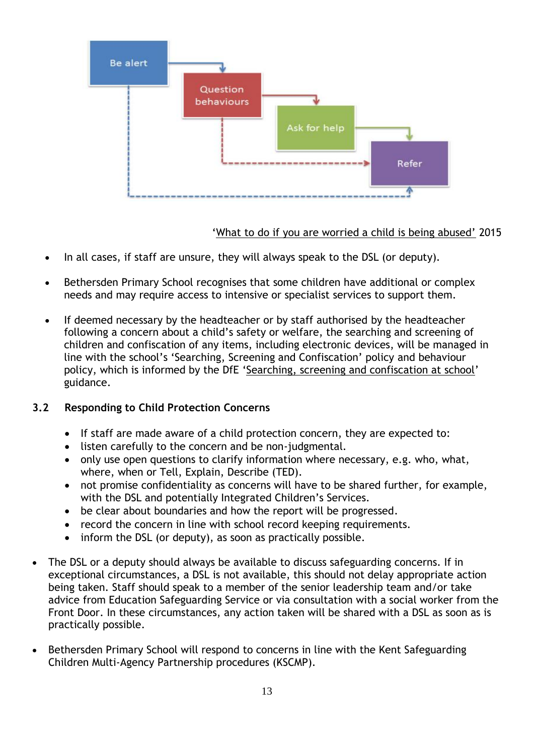Be alert → Question behaviours → Ask for help → Refer

'What to do if you are worried a child is being abused' 2015

- In all cases, if staff are unsure, they will always speak to the DSL (or deputy).
- Bethersden Primary School recognises that some children have additional or complex needs and may require access to intensive or specialist services to support them.
- If deemed necessary by the headteacher or by staff authorised by the headteacher following a concern about a child's safety or welfare, the searching and screening of children and confiscation of any items, including electronic devices, will be managed in line with the school's 'Searching, Screening and Confiscation' policy and behaviour policy, which is informed by the DfE 'Searching, screening and confiscation at school' guidance.

### 3.2 Responding to Child Protection Concerns

- If staff are made aware of a child protection concern, they are expected to:
- listen carefully to the concern and be non-judgmental.
- only use open questions to clarify information where necessary, e.g. who, what, where, when or Tell, Explain, Describe (TED).
- not promise confidentiality as concerns will have to be shared further, for example, with the DSL and potentially Integrated Children's Services.
- be clear about boundaries and how the report will be progressed.
- record the concern in line with school record keeping requirements.
- inform the DSL (or deputy), as soon as practically possible.

- The DSL or a deputy should always be available to discuss safeguarding concerns. If in exceptional circumstances, a DSL is not available, this should not delay appropriate action being taken. Staff should speak to a member of the senior leadership team and/or take advice from Education Safeguarding Service or via consultation with a social worker from the Front Door. In these circumstances, any action taken will be shared with a DSL as soon as is practically possible.
- Bethersden Primary School will respond to concerns in line with the Kent Safeguarding Children Multi-Agency Partnership procedures (KSCMP).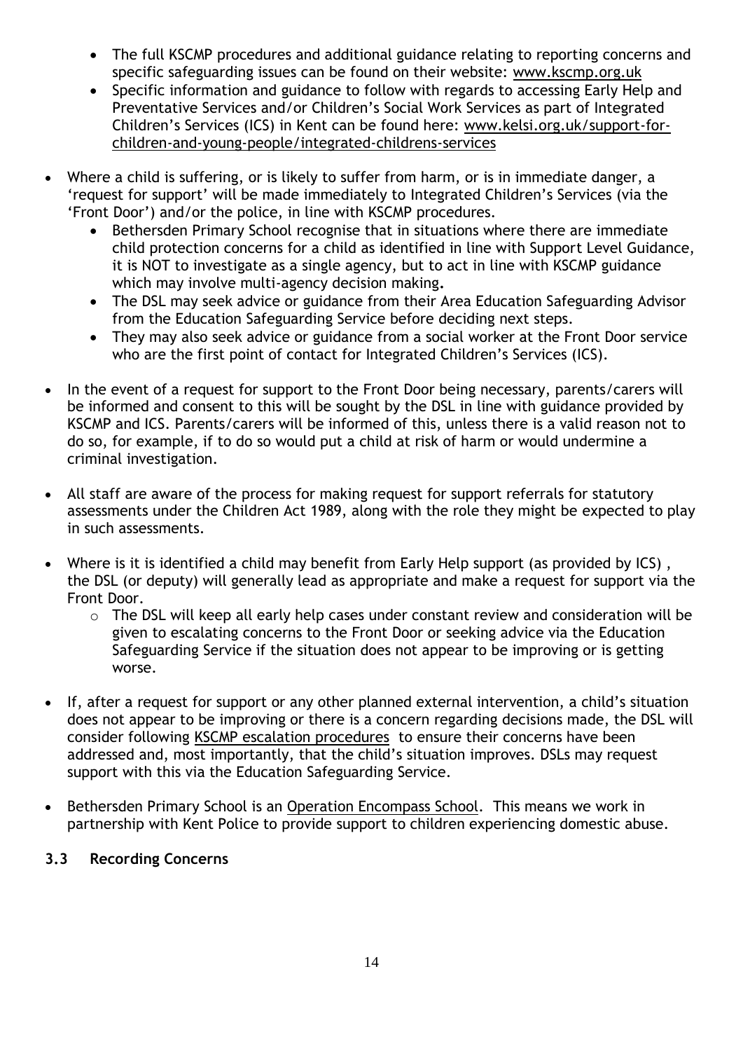- The full KSCMP procedures and additional guidance relating to reporting concerns and specific safeguarding issues can be found on their website: www.kscmp.org.uk
- Specific information and guidance to follow with regards to accessing Early Help and Preventative Services and/or Children's Social Work Services as part of Integrated Children's Services (ICS) in Kent can be found here: www.kelsi.org.uk/support-for-children-and-young-people/integrated-childrens-services

- Where a child is suffering, or is likely to suffer from harm, or is in immediate danger, a 'request for support' will be made immediately to Integrated Children's Services (via the 'Front Door') and/or the police, in line with KSCMP procedures.
  - Bethersden Primary School recognise that in situations where there are immediate child protection concerns for a child as identified in line with Support Level Guidance, it is NOT to investigate as a single agency, but to act in line with KSCMP guidance which may involve multi-agency decision making.
  - The DSL may seek advice or guidance from their Area Education Safeguarding Advisor from the Education Safeguarding Service before deciding next steps.
  - They may also seek advice or guidance from a social worker at the Front Door service who are the first point of contact for Integrated Children's Services (ICS).

- In the event of a request for support to the Front Door being necessary, parents/carers will be informed and consent to this will be sought by the DSL in line with guidance provided by KSCMP and ICS. Parents/carers will be informed of this, unless there is a valid reason not to do so, for example, if to do so would put a child at risk of harm or would undermine a criminal investigation.

- All staff are aware of the process for making request for support referrals for statutory assessments under the Children Act 1989, along with the role they might be expected to play in such assessments.

- Where is it is identified a child may benefit from Early Help support (as provided by ICS) , the DSL (or deputy) will generally lead as appropriate and make a request for support via the Front Door.
  - The DSL will keep all early help cases under constant review and consideration will be given to escalating concerns to the Front Door or seeking advice via the Education Safeguarding Service if the situation does not appear to be improving or is getting worse.

- If, after a request for support or any other planned external intervention, a child's situation does not appear to be improving or there is a concern regarding decisions made, the DSL will consider following KSCMP escalation procedures to ensure their concerns have been addressed and, most importantly, that the child's situation improves. DSLs may request support with this via the Education Safeguarding Service.

- Bethersden Primary School is an Operation Encompass School. This means we work in partnership with Kent Police to provide support to children experiencing domestic abuse.

### 3.3 Recording Concerns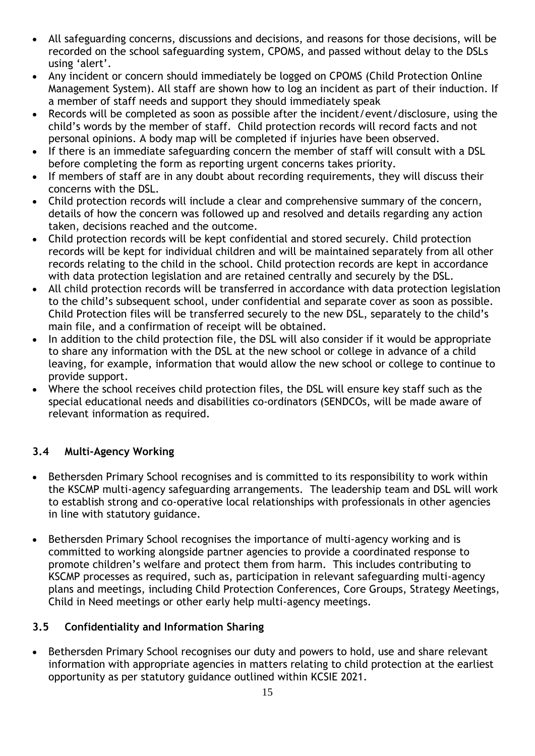- All safeguarding concerns, discussions and decisions, and reasons for those decisions, will be recorded on the school safeguarding system, CPOMS, and passed without delay to the DSLs using 'alert'.
- Any incident or concern should immediately be logged on CPOMS (Child Protection Online Management System). All staff are shown how to log an incident as part of their induction. If a member of staff needs and support they should immediately speak
- Records will be completed as soon as possible after the incident/event/disclosure, using the child's words by the member of staff. Child protection records will record facts and not personal opinions. A body map will be completed if injuries have been observed.
- If there is an immediate safeguarding concern the member of staff will consult with a DSL before completing the form as reporting urgent concerns takes priority.
- If members of staff are in any doubt about recording requirements, they will discuss their concerns with the DSL.
- Child protection records will include a clear and comprehensive summary of the concern, details of how the concern was followed up and resolved and details regarding any action taken, decisions reached and the outcome.
- Child protection records will be kept confidential and stored securely. Child protection records will be kept for individual children and will be maintained separately from all other records relating to the child in the school. Child protection records are kept in accordance with data protection legislation and are retained centrally and securely by the DSL.
- All child protection records will be transferred in accordance with data protection legislation to the child's subsequent school, under confidential and separate cover as soon as possible. Child Protection files will be transferred securely to the new DSL, separately to the child's main file, and a confirmation of receipt will be obtained.
- In addition to the child protection file, the DSL will also consider if it would be appropriate to share any information with the DSL at the new school or college in advance of a child leaving, for example, information that would allow the new school or college to continue to provide support.
- Where the school receives child protection files, the DSL will ensure key staff such as the special educational needs and disabilities co-ordinators (SENDCOs, will be made aware of relevant information as required.

### 3.4 Multi-Agency Working

- Bethersden Primary School recognises and is committed to its responsibility to work within the KSCMP multi-agency safeguarding arrangements. The leadership team and DSL will work to establish strong and co-operative local relationships with professionals in other agencies in line with statutory guidance.
- Bethersden Primary School recognises the importance of multi-agency working and is committed to working alongside partner agencies to provide a coordinated response to promote children's welfare and protect them from harm. This includes contributing to KSCMP processes as required, such as, participation in relevant safeguarding multi-agency plans and meetings, including Child Protection Conferences, Core Groups, Strategy Meetings, Child in Need meetings or other early help multi-agency meetings.

### 3.5 Confidentiality and Information Sharing

- Bethersden Primary School recognises our duty and powers to hold, use and share relevant information with appropriate agencies in matters relating to child protection at the earliest opportunity as per statutory guidance outlined within KCSIE 2021.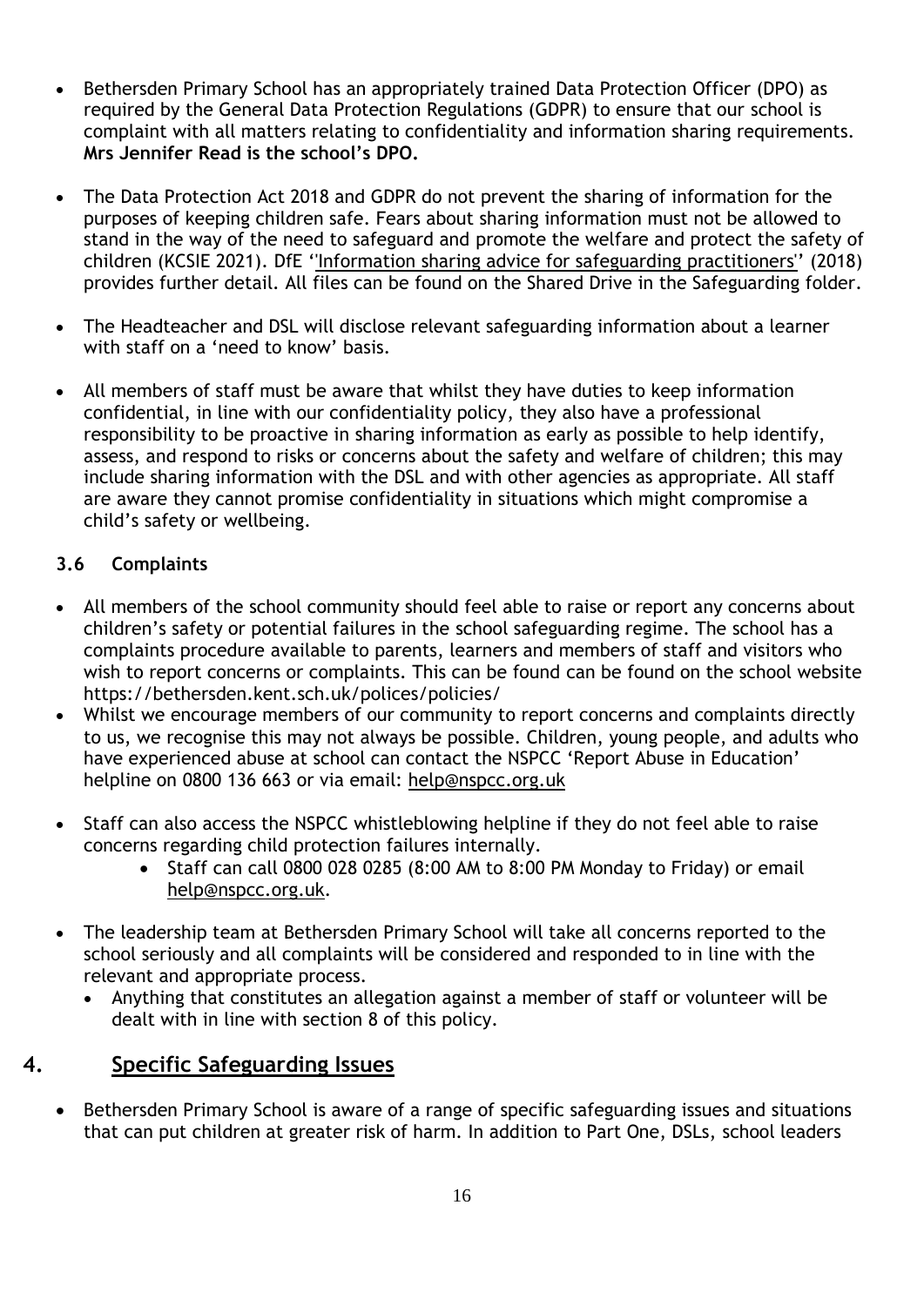- Bethersden Primary School has an appropriately trained Data Protection Officer (DPO) as required by the General Data Protection Regulations (GDPR) to ensure that our school is complaint with all matters relating to confidentiality and information sharing requirements. **Mrs Jennifer Read is the school's DPO.**

- The Data Protection Act 2018 and GDPR do not prevent the sharing of information for the purposes of keeping children safe. Fears about sharing information must not be allowed to stand in the way of the need to safeguard and promote the welfare and protect the safety of children (KCSIE 2021). DfE ''Information sharing advice for safeguarding practitioners'' (2018) provides further detail. All files can be found on the Shared Drive in the Safeguarding folder.

- The Headteacher and DSL will disclose relevant safeguarding information about a learner with staff on a 'need to know' basis.

- All members of staff must be aware that whilst they have duties to keep information confidential, in line with our confidentiality policy, they also have a professional responsibility to be proactive in sharing information as early as possible to help identify, assess, and respond to risks or concerns about the safety and welfare of children; this may include sharing information with the DSL and with other agencies as appropriate. All staff are aware they cannot promise confidentiality in situations which might compromise a child's safety or wellbeing.

### 3.6 Complaints

- All members of the school community should feel able to raise or report any concerns about children's safety or potential failures in the school safeguarding regime. The school has a complaints procedure available to parents, learners and members of staff and visitors who wish to report concerns or complaints. This can be found can be found on the school website https://bethersden.kent.sch.uk/polices/policies/
- Whilst we encourage members of our community to report concerns and complaints directly to us, we recognise this may not always be possible. Children, young people, and adults who have experienced abuse at school can contact the NSPCC 'Report Abuse in Education' helpline on 0800 136 663 or via email: help@nspcc.org.uk

- Staff can also access the NSPCC whistleblowing helpline if they do not feel able to raise concerns regarding child protection failures internally.
  - Staff can call 0800 028 0285 (8:00 AM to 8:00 PM Monday to Friday) or email help@nspcc.org.uk.

- The leadership team at Bethersden Primary School will take all concerns reported to the school seriously and all complaints will be considered and responded to in line with the relevant and appropriate process.
  - Anything that constitutes an allegation against a member of staff or volunteer will be dealt with in line with section 8 of this policy.

## 4. Specific Safeguarding Issues

- Bethersden Primary School is aware of a range of specific safeguarding issues and situations that can put children at greater risk of harm. In addition to Part One, DSLs, school leaders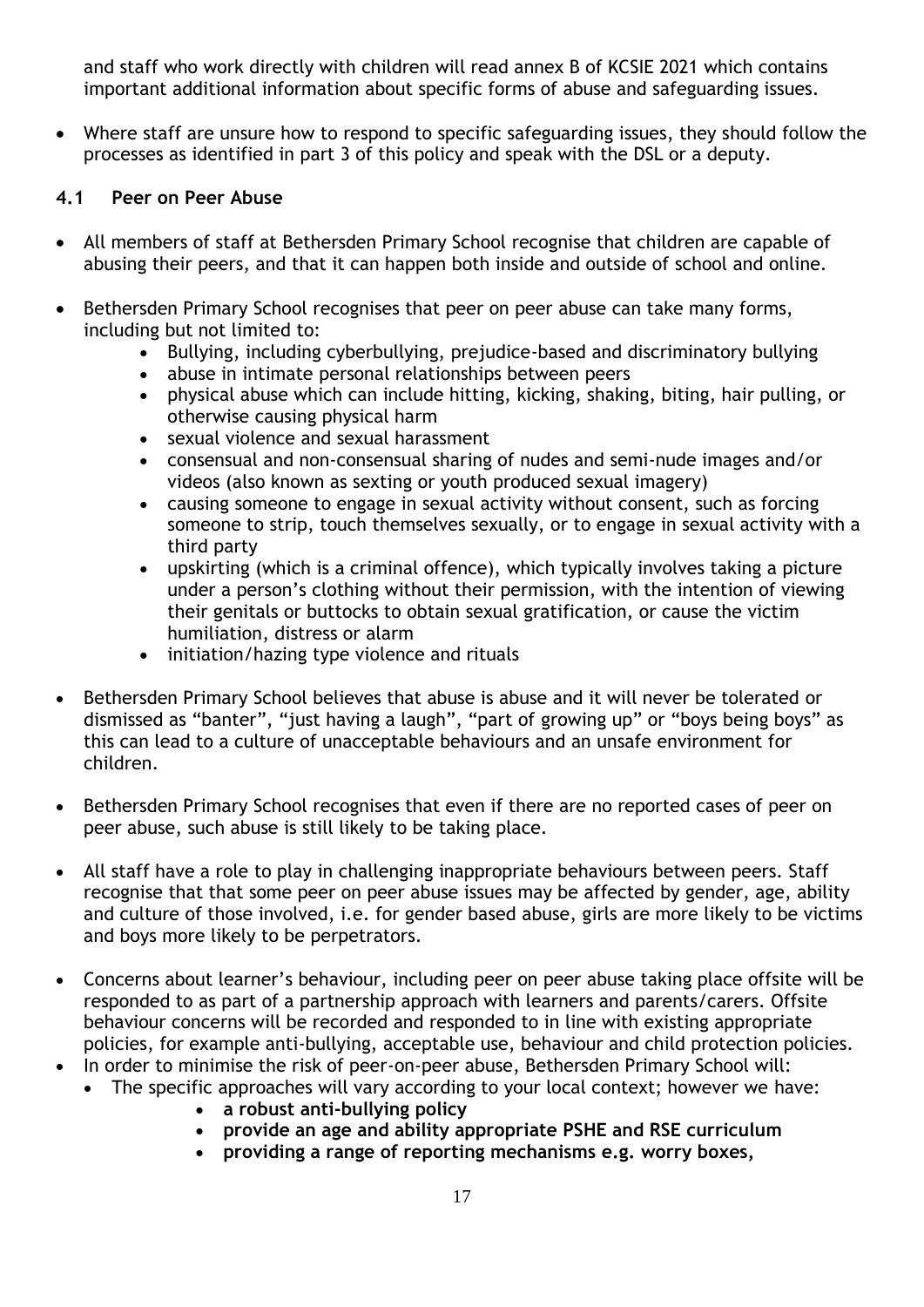and staff who work directly with children will read annex B of KCSIE 2021 which contains important additional information about specific forms of abuse and safeguarding issues.

- Where staff are unsure how to respond to specific safeguarding issues, they should follow the processes as identified in part 3 of this policy and speak with the DSL or a deputy.

### 4.1 Peer on Peer Abuse

- All members of staff at Bethersden Primary School recognise that children are capable of abusing their peers, and that it can happen both inside and outside of school and online.
- Bethersden Primary School recognises that peer on peer abuse can take many forms, including but not limited to:
    - Bullying, including cyberbullying, prejudice-based and discriminatory bullying
    - abuse in intimate personal relationships between peers
    - physical abuse which can include hitting, kicking, shaking, biting, hair pulling, or otherwise causing physical harm
    - sexual violence and sexual harassment
    - consensual and non-consensual sharing of nudes and semi-nude images and/or videos (also known as sexting or youth produced sexual imagery)
    - causing someone to engage in sexual activity without consent, such as forcing someone to strip, touch themselves sexually, or to engage in sexual activity with a third party
    - upskirting (which is a criminal offence), which typically involves taking a picture under a person's clothing without their permission, with the intention of viewing their genitals or buttocks to obtain sexual gratification, or cause the victim humiliation, distress or alarm
    - initiation/hazing type violence and rituals
- Bethersden Primary School believes that abuse is abuse and it will never be tolerated or dismissed as "banter", "just having a laugh", "part of growing up" or "boys being boys" as this can lead to a culture of unacceptable behaviours and an unsafe environment for children.
- Bethersden Primary School recognises that even if there are no reported cases of peer on peer abuse, such abuse is still likely to be taking place.
- All staff have a role to play in challenging inappropriate behaviours between peers. Staff recognise that that some peer on peer abuse issues may be affected by gender, age, ability and culture of those involved, i.e. for gender based abuse, girls are more likely to be victims and boys more likely to be perpetrators.
- Concerns about learner's behaviour, including peer on peer abuse taking place offsite will be responded to as part of a partnership approach with learners and parents/carers. Offsite behaviour concerns will be recorded and responded to in line with existing appropriate policies, for example anti-bullying, acceptable use, behaviour and child protection policies.
- In order to minimise the risk of peer-on-peer abuse, Bethersden Primary School will:
    - The specific approaches will vary according to your local context; however we have:
        - **a robust anti-bullying policy**
        - **provide an age and ability appropriate PSHE and RSE curriculum**
        - **providing a range of reporting mechanisms e.g. worry boxes,**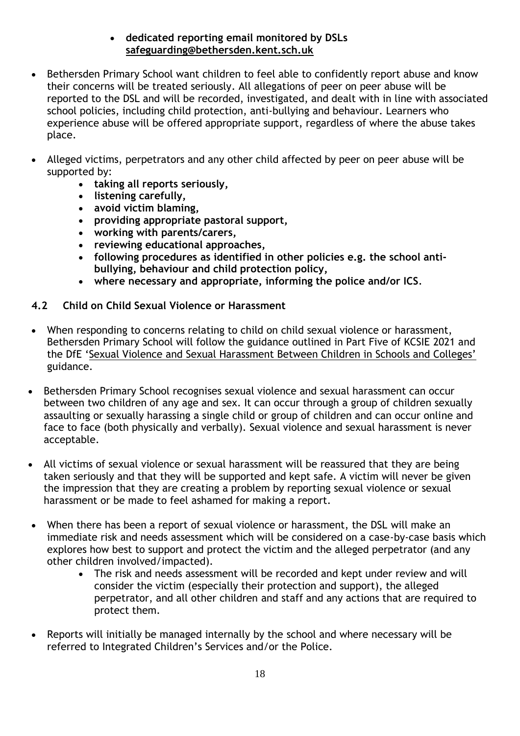- **dedicated reporting email monitored by DSLs safeguarding@bethersden.kent.sch.uk**

- Bethersden Primary School want children to feel able to confidently report abuse and know their concerns will be treated seriously. All allegations of peer on peer abuse will be reported to the DSL and will be recorded, investigated, and dealt with in line with associated school policies, including child protection, anti-bullying and behaviour. Learners who experience abuse will be offered appropriate support, regardless of where the abuse takes place.

- Alleged victims, perpetrators and any other child affected by peer on peer abuse will be supported by:
  - **taking all reports seriously,**
  - **listening carefully,**
  - **avoid victim blaming,**
  - **providing appropriate pastoral support,**
  - **working with parents/carers,**
  - **reviewing educational approaches,**
  - **following procedures as identified in other policies e.g. the school anti-bullying, behaviour and child protection policy,**
  - **where necessary and appropriate, informing the police and/or ICS.**

### 4.2 Child on Child Sexual Violence or Harassment

- When responding to concerns relating to child on child sexual violence or harassment, Bethersden Primary School will follow the guidance outlined in Part Five of KCSIE 2021 and the DfE 'Sexual Violence and Sexual Harassment Between Children in Schools and Colleges' guidance.

- Bethersden Primary School recognises sexual violence and sexual harassment can occur between two children of any age and sex. It can occur through a group of children sexually assaulting or sexually harassing a single child or group of children and can occur online and face to face (both physically and verbally). Sexual violence and sexual harassment is never acceptable.

- All victims of sexual violence or sexual harassment will be reassured that they are being taken seriously and that they will be supported and kept safe. A victim will never be given the impression that they are creating a problem by reporting sexual violence or sexual harassment or be made to feel ashamed for making a report.

- When there has been a report of sexual violence or harassment, the DSL will make an immediate risk and needs assessment which will be considered on a case-by-case basis which explores how best to support and protect the victim and the alleged perpetrator (and any other children involved/impacted).
  - The risk and needs assessment will be recorded and kept under review and will consider the victim (especially their protection and support), the alleged perpetrator, and all other children and staff and any actions that are required to protect them.

- Reports will initially be managed internally by the school and where necessary will be referred to Integrated Children's Services and/or the Police.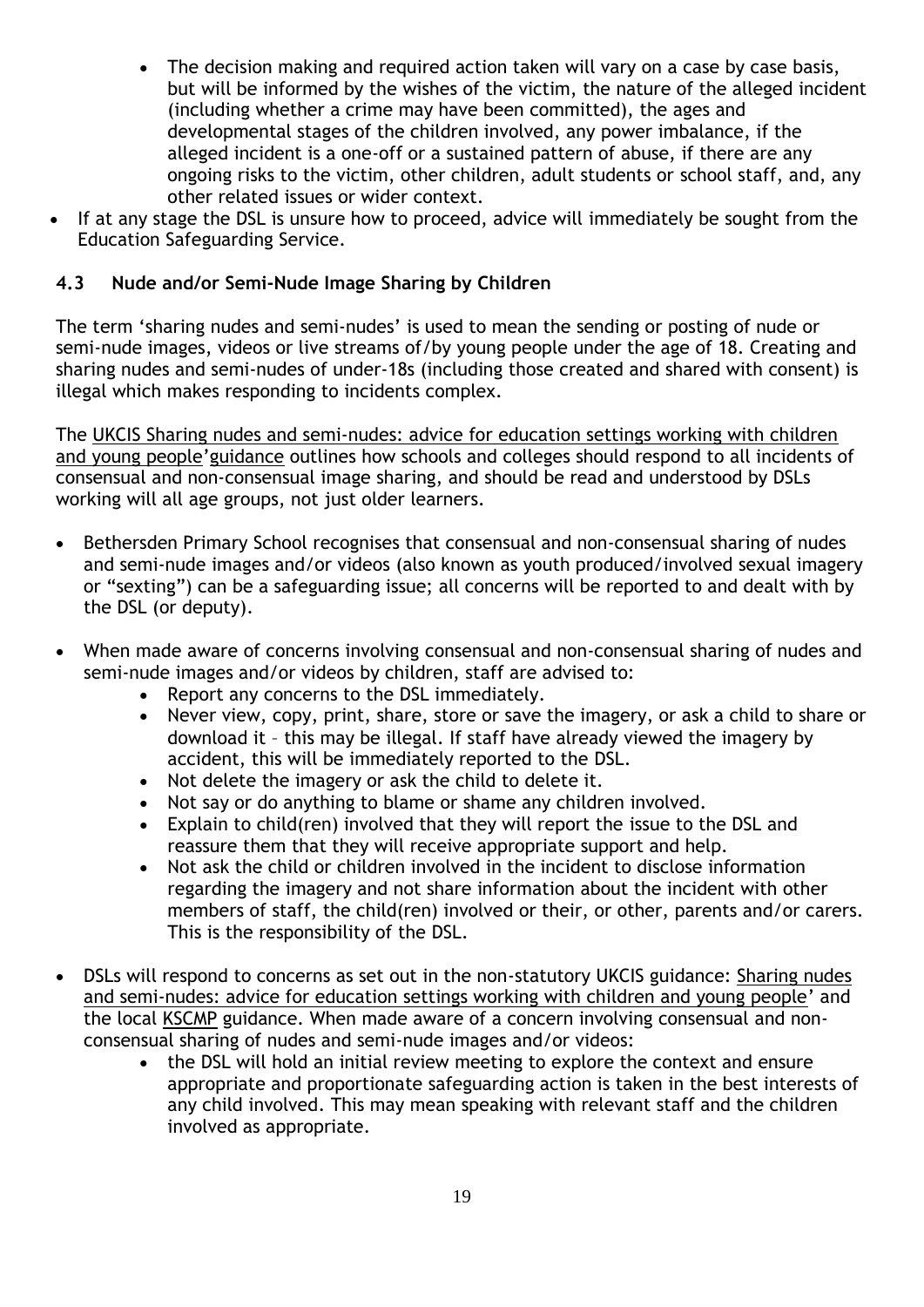- The decision making and required action taken will vary on a case by case basis, but will be informed by the wishes of the victim, the nature of the alleged incident (including whether a crime may have been committed), the ages and developmental stages of the children involved, any power imbalance, if the alleged incident is a one-off or a sustained pattern of abuse, if there are any ongoing risks to the victim, other children, adult students or school staff, and, any other related issues or wider context.
- If at any stage the DSL is unsure how to proceed, advice will immediately be sought from the Education Safeguarding Service.

### 4.3 Nude and/or Semi-Nude Image Sharing by Children

The term 'sharing nudes and semi-nudes' is used to mean the sending or posting of nude or semi-nude images, videos or live streams of/by young people under the age of 18. Creating and sharing nudes and semi-nudes of under-18s (including those created and shared with consent) is illegal which makes responding to incidents complex.

The UKCIS Sharing nudes and semi-nudes: advice for education settings working with children and young people'guidance outlines how schools and colleges should respond to all incidents of consensual and non-consensual image sharing, and should be read and understood by DSLs working will all age groups, not just older learners.

- Bethersden Primary School recognises that consensual and non-consensual sharing of nudes and semi-nude images and/or videos (also known as youth produced/involved sexual imagery or "sexting") can be a safeguarding issue; all concerns will be reported to and dealt with by the DSL (or deputy).
- When made aware of concerns involving consensual and non-consensual sharing of nudes and semi-nude images and/or videos by children, staff are advised to:
  - Report any concerns to the DSL immediately.
  - Never view, copy, print, share, store or save the imagery, or ask a child to share or download it – this may be illegal. If staff have already viewed the imagery by accident, this will be immediately reported to the DSL.
  - Not delete the imagery or ask the child to delete it.
  - Not say or do anything to blame or shame any children involved.
  - Explain to child(ren) involved that they will report the issue to the DSL and reassure them that they will receive appropriate support and help.
  - Not ask the child or children involved in the incident to disclose information regarding the imagery and not share information about the incident with other members of staff, the child(ren) involved or their, or other, parents and/or carers. This is the responsibility of the DSL.
- DSLs will respond to concerns as set out in the non-statutory UKCIS guidance: Sharing nudes and semi-nudes: advice for education settings working with children and young people' and the local KSCMP guidance. When made aware of a concern involving consensual and non-consensual sharing of nudes and semi-nude images and/or videos:
  - the DSL will hold an initial review meeting to explore the context and ensure appropriate and proportionate safeguarding action is taken in the best interests of any child involved. This may mean speaking with relevant staff and the children involved as appropriate.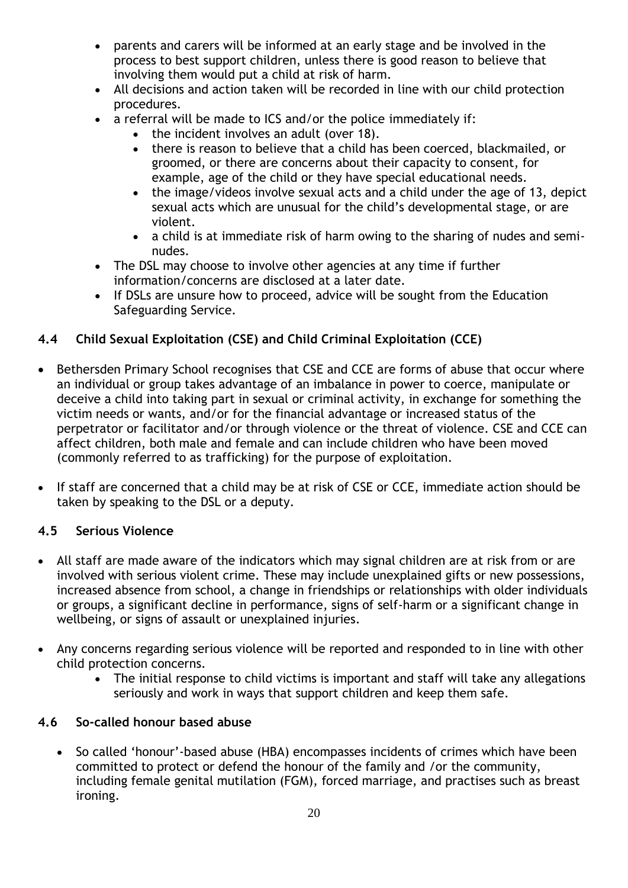- parents and carers will be informed at an early stage and be involved in the process to best support children, unless there is good reason to believe that involving them would put a child at risk of harm.
- All decisions and action taken will be recorded in line with our child protection procedures.
- a referral will be made to ICS and/or the police immediately if:
    - the incident involves an adult (over 18).
    - there is reason to believe that a child has been coerced, blackmailed, or groomed, or there are concerns about their capacity to consent, for example, age of the child or they have special educational needs.
    - the image/videos involve sexual acts and a child under the age of 13, depict sexual acts which are unusual for the child's developmental stage, or are violent.
    - a child is at immediate risk of harm owing to the sharing of nudes and semi-nudes.
- The DSL may choose to involve other agencies at any time if further information/concerns are disclosed at a later date.
- If DSLs are unsure how to proceed, advice will be sought from the Education Safeguarding Service.

### 4.4 Child Sexual Exploitation (CSE) and Child Criminal Exploitation (CCE)

- Bethersden Primary School recognises that CSE and CCE are forms of abuse that occur where an individual or group takes advantage of an imbalance in power to coerce, manipulate or deceive a child into taking part in sexual or criminal activity, in exchange for something the victim needs or wants, and/or for the financial advantage or increased status of the perpetrator or facilitator and/or through violence or the threat of violence. CSE and CCE can affect children, both male and female and can include children who have been moved (commonly referred to as trafficking) for the purpose of exploitation.

- If staff are concerned that a child may be at risk of CSE or CCE, immediate action should be taken by speaking to the DSL or a deputy.

### 4.5 Serious Violence

- All staff are made aware of the indicators which may signal children are at risk from or are involved with serious violent crime. These may include unexplained gifts or new possessions, increased absence from school, a change in friendships or relationships with older individuals or groups, a significant decline in performance, signs of self-harm or a significant change in wellbeing, or signs of assault or unexplained injuries.

- Any concerns regarding serious violence will be reported and responded to in line with other child protection concerns.
    - The initial response to child victims is important and staff will take any allegations seriously and work in ways that support children and keep them safe.

### 4.6 So-called honour based abuse

- So called 'honour'-based abuse (HBA) encompasses incidents of crimes which have been committed to protect or defend the honour of the family and /or the community, including female genital mutilation (FGM), forced marriage, and practises such as breast ironing.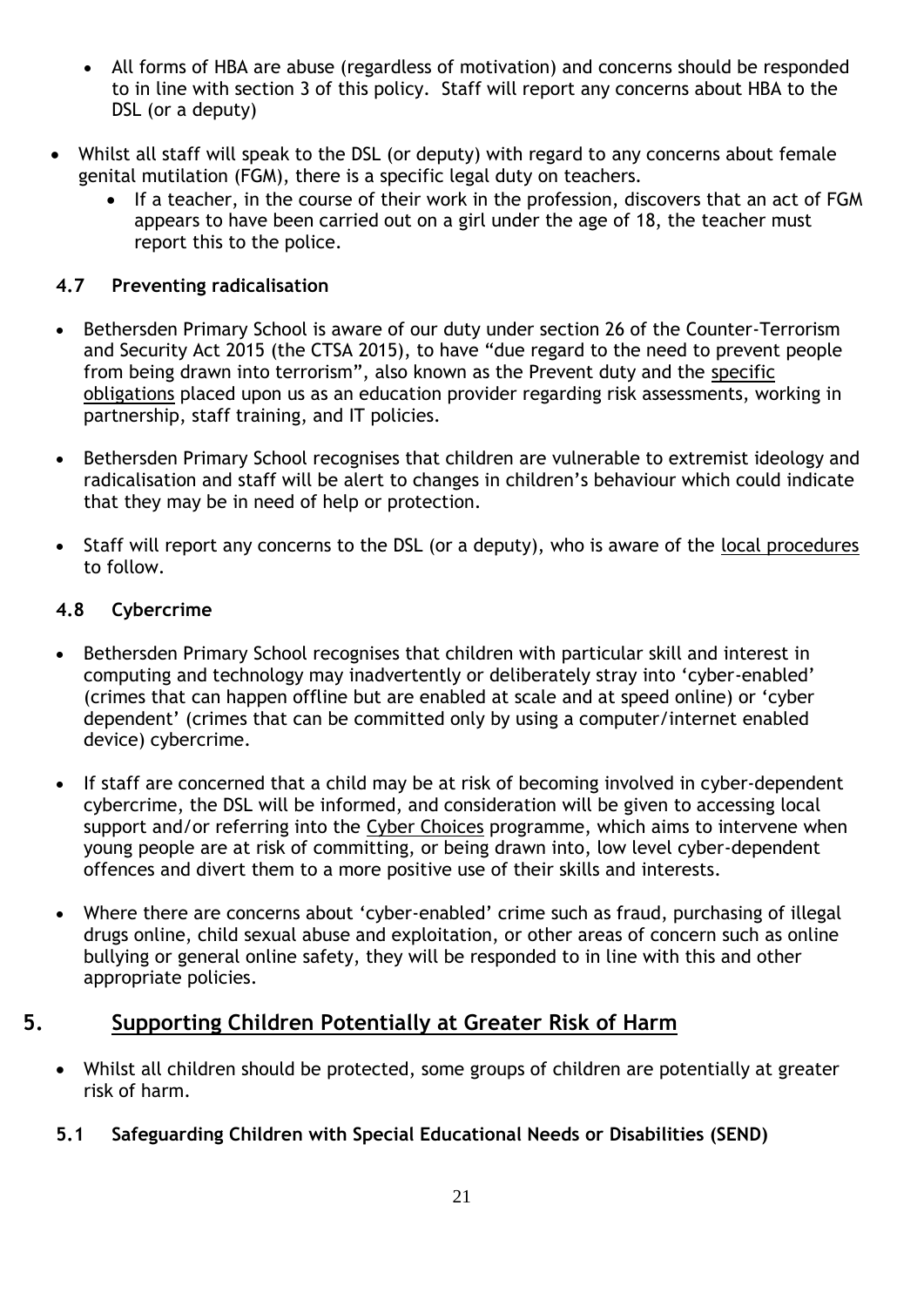- All forms of HBA are abuse (regardless of motivation) and concerns should be responded to in line with section 3 of this policy. Staff will report any concerns about HBA to the DSL (or a deputy)

- Whilst all staff will speak to the DSL (or deputy) with regard to any concerns about female genital mutilation (FGM), there is a specific legal duty on teachers.
  - If a teacher, in the course of their work in the profession, discovers that an act of FGM appears to have been carried out on a girl under the age of 18, the teacher must report this to the police.

### 4.7 Preventing radicalisation

- Bethersden Primary School is aware of our duty under section 26 of the Counter-Terrorism and Security Act 2015 (the CTSA 2015), to have "due regard to the need to prevent people from being drawn into terrorism", also known as the Prevent duty and the specific obligations placed upon us as an education provider regarding risk assessments, working in partnership, staff training, and IT policies.

- Bethersden Primary School recognises that children are vulnerable to extremist ideology and radicalisation and staff will be alert to changes in children's behaviour which could indicate that they may be in need of help or protection.

- Staff will report any concerns to the DSL (or a deputy), who is aware of the local procedures to follow.

### 4.8 Cybercrime

- Bethersden Primary School recognises that children with particular skill and interest in computing and technology may inadvertently or deliberately stray into 'cyber-enabled' (crimes that can happen offline but are enabled at scale and at speed online) or 'cyber dependent' (crimes that can be committed only by using a computer/internet enabled device) cybercrime.

- If staff are concerned that a child may be at risk of becoming involved in cyber-dependent cybercrime, the DSL will be informed, and consideration will be given to accessing local support and/or referring into the Cyber Choices programme, which aims to intervene when young people are at risk of committing, or being drawn into, low level cyber-dependent offences and divert them to a more positive use of their skills and interests.

- Where there are concerns about 'cyber-enabled' crime such as fraud, purchasing of illegal drugs online, child sexual abuse and exploitation, or other areas of concern such as online bullying or general online safety, they will be responded to in line with this and other appropriate policies.

## 5. Supporting Children Potentially at Greater Risk of Harm

- Whilst all children should be protected, some groups of children are potentially at greater risk of harm.

### 5.1 Safeguarding Children with Special Educational Needs or Disabilities (SEND)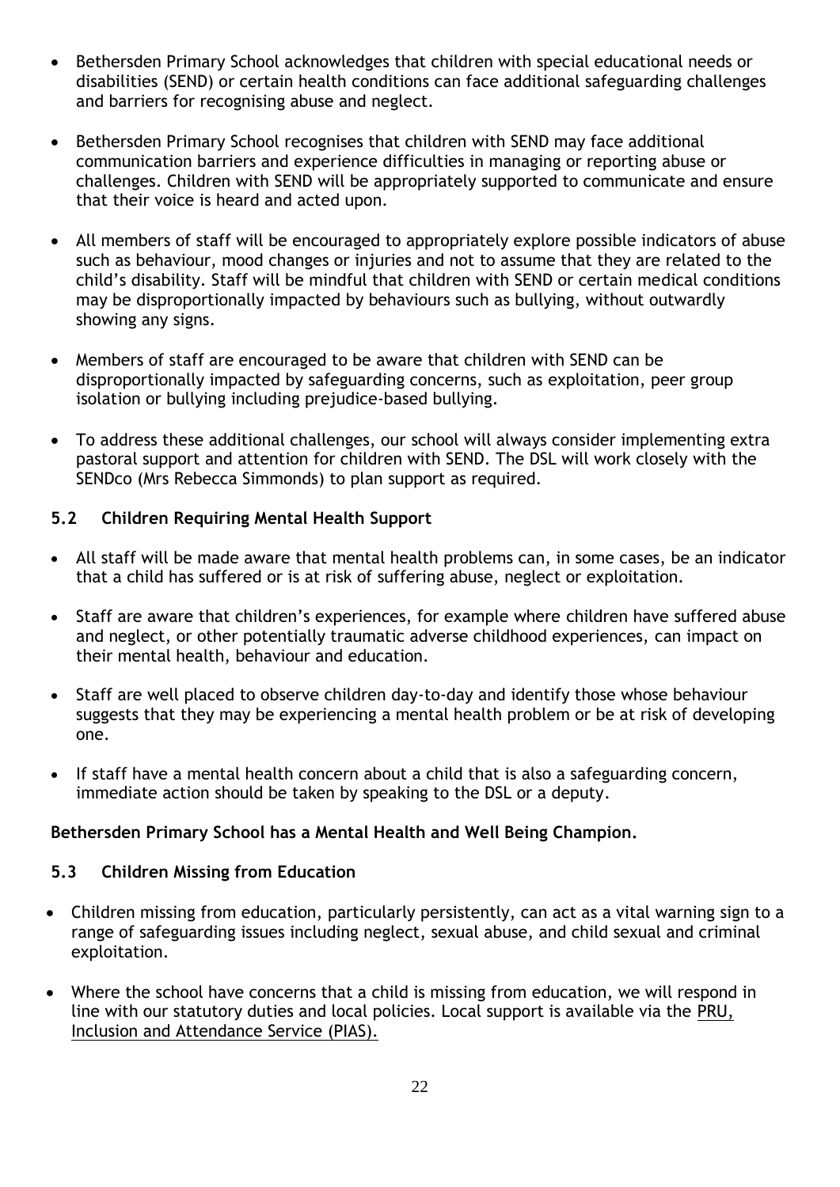- Bethersden Primary School acknowledges that children with special educational needs or disabilities (SEND) or certain health conditions can face additional safeguarding challenges and barriers for recognising abuse and neglect.

- Bethersden Primary School recognises that children with SEND may face additional communication barriers and experience difficulties in managing or reporting abuse or challenges. Children with SEND will be appropriately supported to communicate and ensure that their voice is heard and acted upon.

- All members of staff will be encouraged to appropriately explore possible indicators of abuse such as behaviour, mood changes or injuries and not to assume that they are related to the child's disability. Staff will be mindful that children with SEND or certain medical conditions may be disproportionally impacted by behaviours such as bullying, without outwardly showing any signs.

- Members of staff are encouraged to be aware that children with SEND can be disproportionally impacted by safeguarding concerns, such as exploitation, peer group isolation or bullying including prejudice-based bullying.

- To address these additional challenges, our school will always consider implementing extra pastoral support and attention for children with SEND. The DSL will work closely with the SENDco (Mrs Rebecca Simmonds) to plan support as required.

### 5.2 Children Requiring Mental Health Support

- All staff will be made aware that mental health problems can, in some cases, be an indicator that a child has suffered or is at risk of suffering abuse, neglect or exploitation.

- Staff are aware that children's experiences, for example where children have suffered abuse and neglect, or other potentially traumatic adverse childhood experiences, can impact on their mental health, behaviour and education.

- Staff are well placed to observe children day-to-day and identify those whose behaviour suggests that they may be experiencing a mental health problem or be at risk of developing one.

- If staff have a mental health concern about a child that is also a safeguarding concern, immediate action should be taken by speaking to the DSL or a deputy.

**Bethersden Primary School has a Mental Health and Well Being Champion.**

### 5.3 Children Missing from Education

- Children missing from education, particularly persistently, can act as a vital warning sign to a range of safeguarding issues including neglect, sexual abuse, and child sexual and criminal exploitation.

- Where the school have concerns that a child is missing from education, we will respond in line with our statutory duties and local policies. Local support is available via the PRU, Inclusion and Attendance Service (PIAS).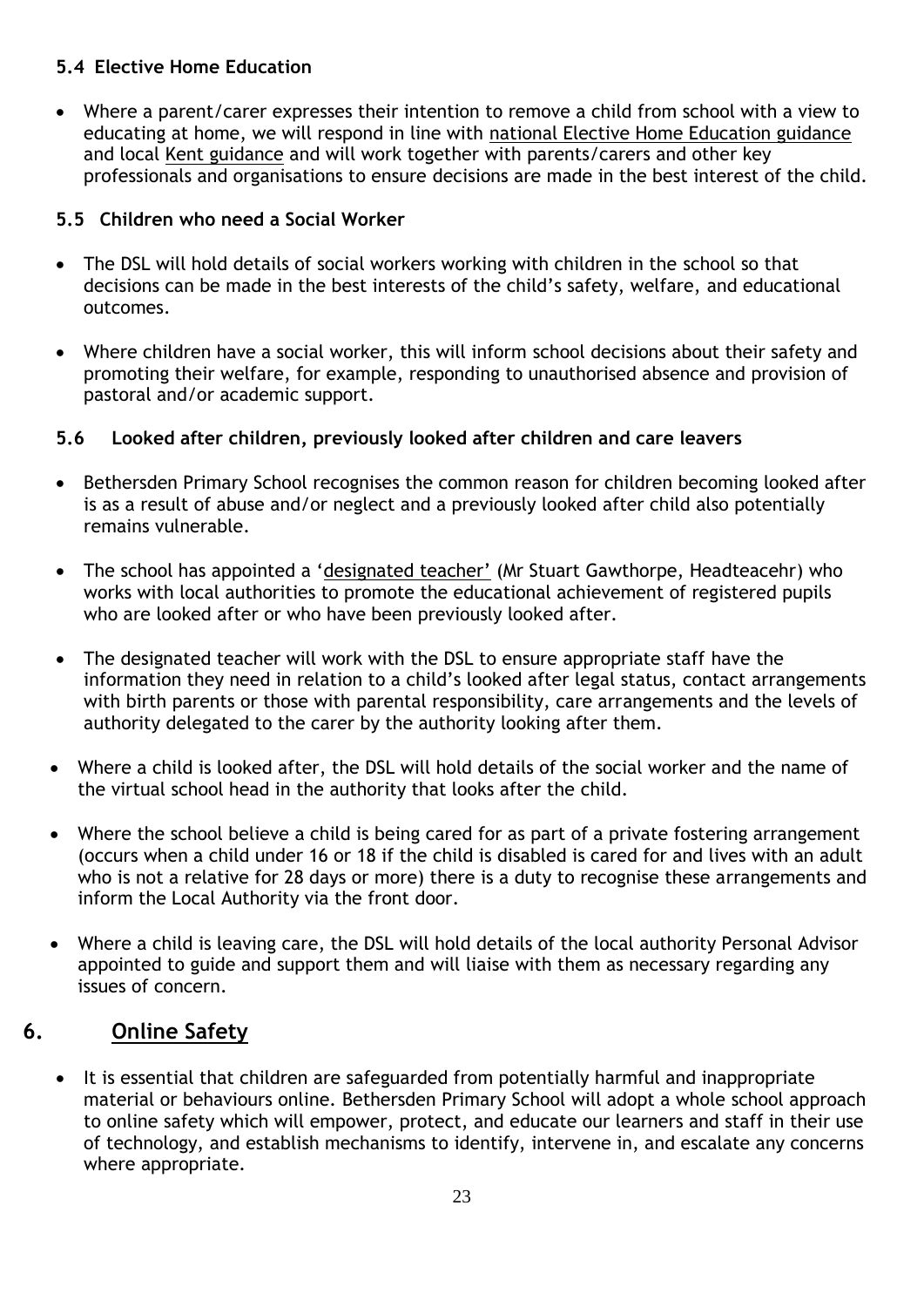### 5.4 Elective Home Education

- Where a parent/carer expresses their intention to remove a child from school with a view to educating at home, we will respond in line with national Elective Home Education guidance and local Kent guidance and will work together with parents/carers and other key professionals and organisations to ensure decisions are made in the best interest of the child.

### 5.5 Children who need a Social Worker

- The DSL will hold details of social workers working with children in the school so that decisions can be made in the best interests of the child's safety, welfare, and educational outcomes.
- Where children have a social worker, this will inform school decisions about their safety and promoting their welfare, for example, responding to unauthorised absence and provision of pastoral and/or academic support.

### 5.6 Looked after children, previously looked after children and care leavers

- Bethersden Primary School recognises the common reason for children becoming looked after is as a result of abuse and/or neglect and a previously looked after child also potentially remains vulnerable.
- The school has appointed a 'designated teacher' (Mr Stuart Gawthorpe, Headteacehr) who works with local authorities to promote the educational achievement of registered pupils who are looked after or who have been previously looked after.
- The designated teacher will work with the DSL to ensure appropriate staff have the information they need in relation to a child's looked after legal status, contact arrangements with birth parents or those with parental responsibility, care arrangements and the levels of authority delegated to the carer by the authority looking after them.
- Where a child is looked after, the DSL will hold details of the social worker and the name of the virtual school head in the authority that looks after the child.
- Where the school believe a child is being cared for as part of a private fostering arrangement (occurs when a child under 16 or 18 if the child is disabled is cared for and lives with an adult who is not a relative for 28 days or more) there is a duty to recognise these arrangements and inform the Local Authority via the front door.
- Where a child is leaving care, the DSL will hold details of the local authority Personal Advisor appointed to guide and support them and will liaise with them as necessary regarding any issues of concern.

## 6. Online Safety

- It is essential that children are safeguarded from potentially harmful and inappropriate material or behaviours online. Bethersden Primary School will adopt a whole school approach to online safety which will empower, protect, and educate our learners and staff in their use of technology, and establish mechanisms to identify, intervene in, and escalate any concerns where appropriate.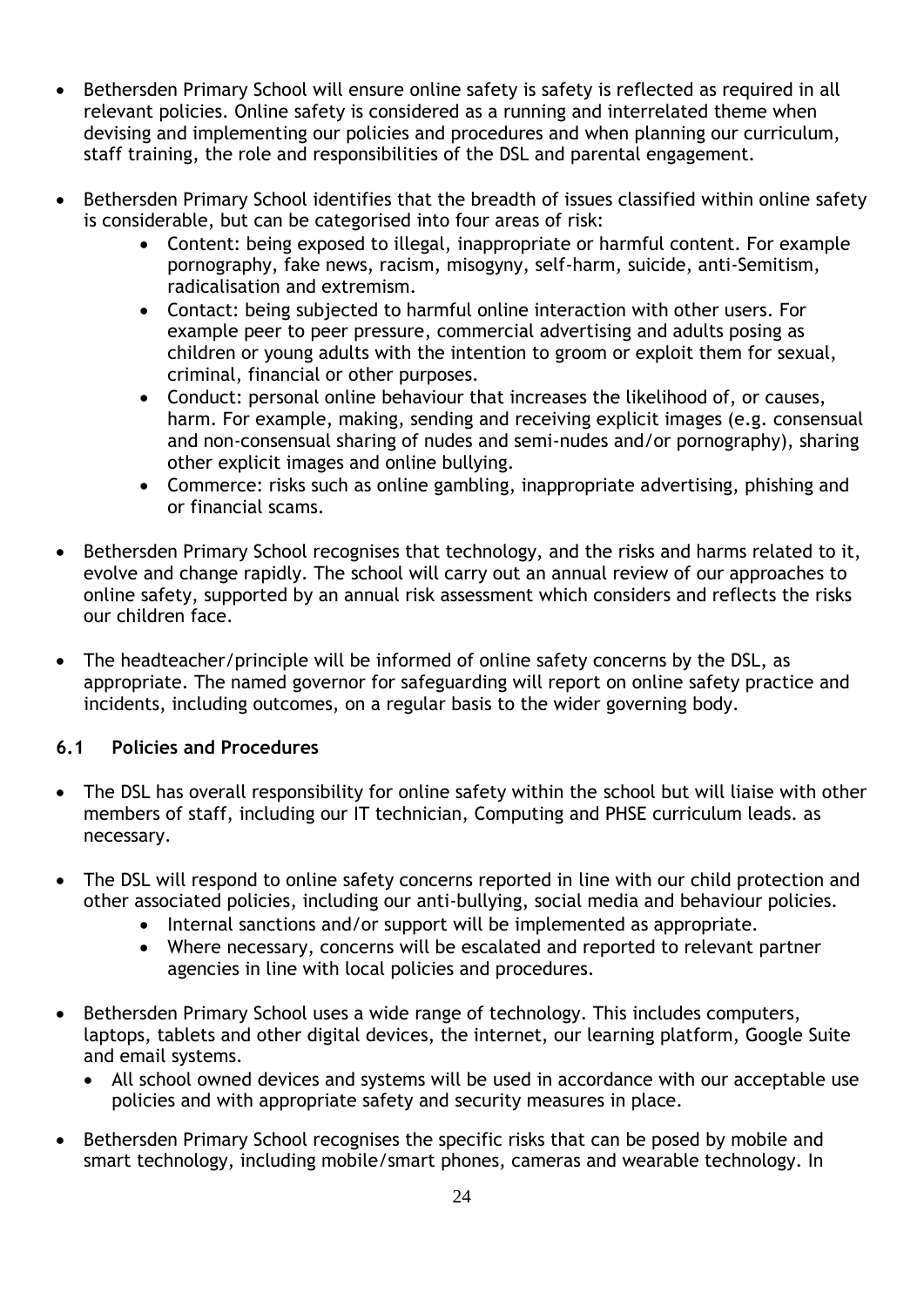- Bethersden Primary School will ensure online safety is safety is reflected as required in all relevant policies. Online safety is considered as a running and interrelated theme when devising and implementing our policies and procedures and when planning our curriculum, staff training, the role and responsibilities of the DSL and parental engagement.

- Bethersden Primary School identifies that the breadth of issues classified within online safety is considerable, but can be categorised into four areas of risk:
    - Content: being exposed to illegal, inappropriate or harmful content. For example pornography, fake news, racism, misogyny, self-harm, suicide, anti-Semitism, radicalisation and extremism.
    - Contact: being subjected to harmful online interaction with other users. For example peer to peer pressure, commercial advertising and adults posing as children or young adults with the intention to groom or exploit them for sexual, criminal, financial or other purposes.
    - Conduct: personal online behaviour that increases the likelihood of, or causes, harm. For example, making, sending and receiving explicit images (e.g. consensual and non-consensual sharing of nudes and semi-nudes and/or pornography), sharing other explicit images and online bullying.
    - Commerce: risks such as online gambling, inappropriate advertising, phishing and or financial scams.

- Bethersden Primary School recognises that technology, and the risks and harms related to it, evolve and change rapidly. The school will carry out an annual review of our approaches to online safety, supported by an annual risk assessment which considers and reflects the risks our children face.

- The headteacher/principle will be informed of online safety concerns by the DSL, as appropriate. The named governor for safeguarding will report on online safety practice and incidents, including outcomes, on a regular basis to the wider governing body.

### 6.1 Policies and Procedures

- The DSL has overall responsibility for online safety within the school but will liaise with other members of staff, including our IT technician, Computing and PHSE curriculum leads. as necessary.

- The DSL will respond to online safety concerns reported in line with our child protection and other associated policies, including our anti-bullying, social media and behaviour policies.
    - Internal sanctions and/or support will be implemented as appropriate.
    - Where necessary, concerns will be escalated and reported to relevant partner agencies in line with local policies and procedures.

- Bethersden Primary School uses a wide range of technology. This includes computers, laptops, tablets and other digital devices, the internet, our learning platform, Google Suite and email systems.
    - All school owned devices and systems will be used in accordance with our acceptable use policies and with appropriate safety and security measures in place.

- Bethersden Primary School recognises the specific risks that can be posed by mobile and smart technology, including mobile/smart phones, cameras and wearable technology. In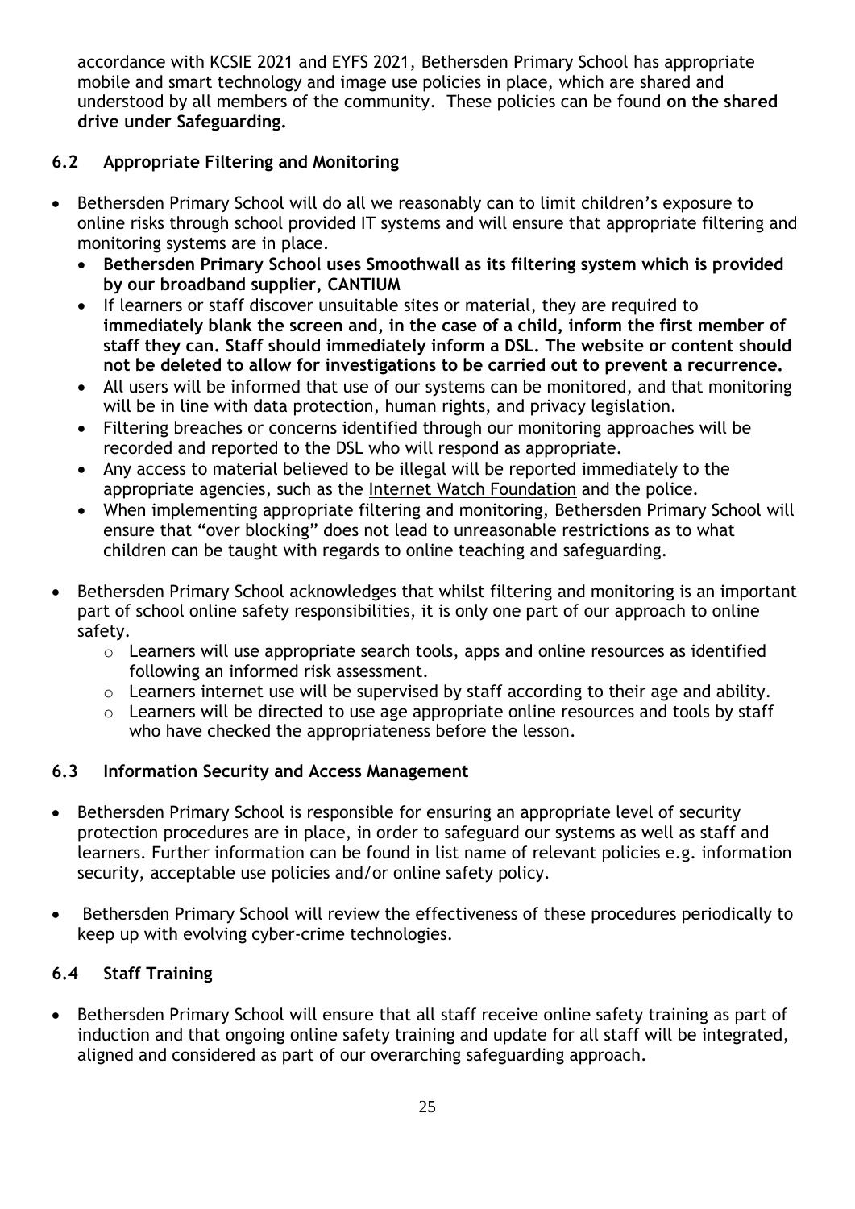accordance with KCSIE 2021 and EYFS 2021, Bethersden Primary School has appropriate mobile and smart technology and image use policies in place, which are shared and understood by all members of the community. These policies can be found **on the shared drive under Safeguarding.**

### 6.2 Appropriate Filtering and Monitoring

- Bethersden Primary School will do all we reasonably can to limit children's exposure to online risks through school provided IT systems and will ensure that appropriate filtering and monitoring systems are in place.
  - **Bethersden Primary School uses Smoothwall as its filtering system which is provided by our broadband supplier, CANTIUM**
  - If learners or staff discover unsuitable sites or material, they are required to **immediately blank the screen and, in the case of a child, inform the first member of staff they can. Staff should immediately inform a DSL. The website or content should not be deleted to allow for investigations to be carried out to prevent a recurrence.**
  - All users will be informed that use of our systems can be monitored, and that monitoring will be in line with data protection, human rights, and privacy legislation.
  - Filtering breaches or concerns identified through our monitoring approaches will be recorded and reported to the DSL who will respond as appropriate.
  - Any access to material believed to be illegal will be reported immediately to the appropriate agencies, such as the Internet Watch Foundation and the police.
  - When implementing appropriate filtering and monitoring, Bethersden Primary School will ensure that "over blocking" does not lead to unreasonable restrictions as to what children can be taught with regards to online teaching and safeguarding.
- Bethersden Primary School acknowledges that whilst filtering and monitoring is an important part of school online safety responsibilities, it is only one part of our approach to online safety.
  - Learners will use appropriate search tools, apps and online resources as identified following an informed risk assessment.
  - Learners internet use will be supervised by staff according to their age and ability.
  - Learners will be directed to use age appropriate online resources and tools by staff who have checked the appropriateness before the lesson.

### 6.3 Information Security and Access Management

- Bethersden Primary School is responsible for ensuring an appropriate level of security protection procedures are in place, in order to safeguard our systems as well as staff and learners. Further information can be found in list name of relevant policies e.g. information security, acceptable use policies and/or online safety policy.
- Bethersden Primary School will review the effectiveness of these procedures periodically to keep up with evolving cyber-crime technologies.

### 6.4 Staff Training

- Bethersden Primary School will ensure that all staff receive online safety training as part of induction and that ongoing online safety training and update for all staff will be integrated, aligned and considered as part of our overarching safeguarding approach.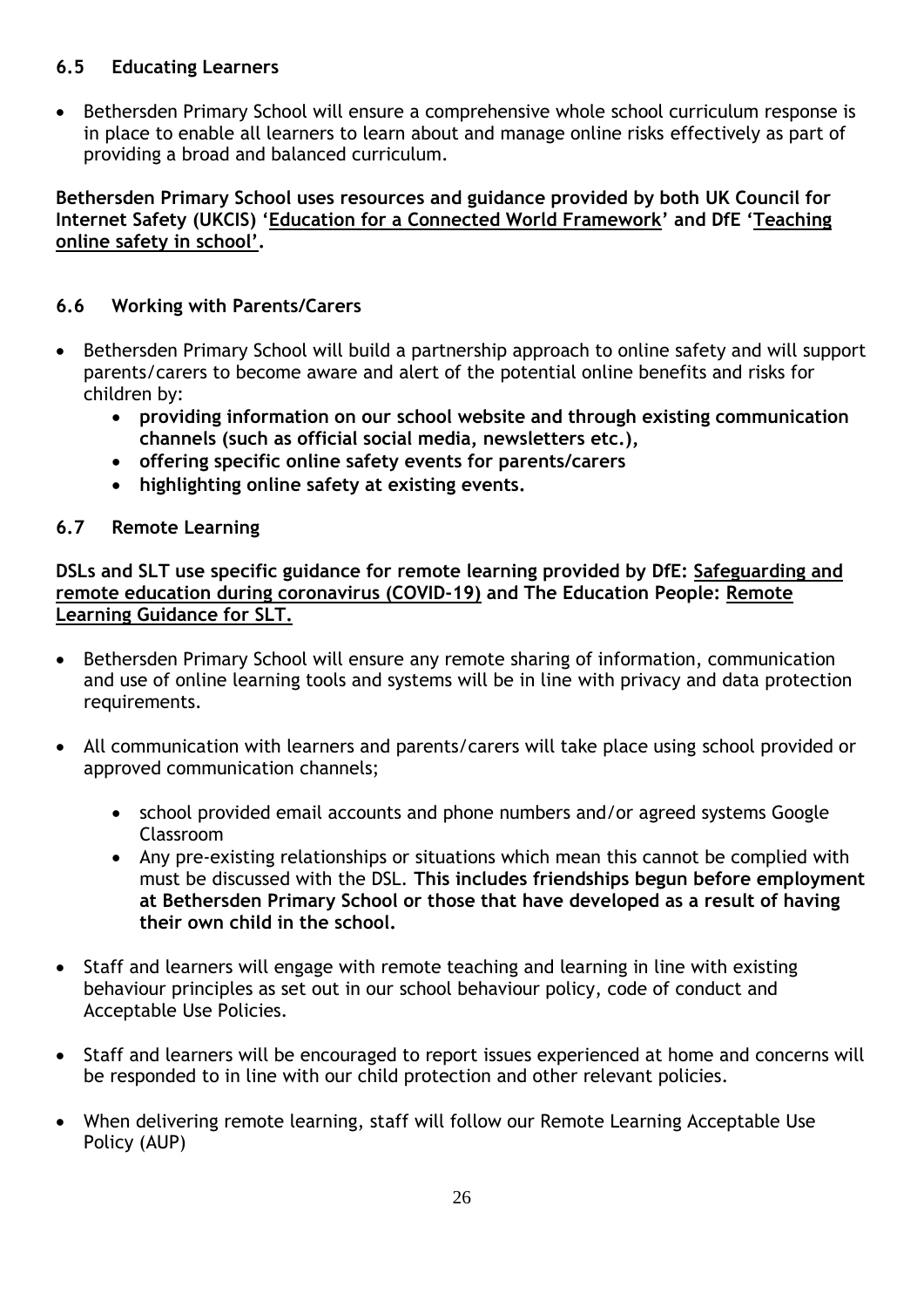### 6.5 Educating Learners

- Bethersden Primary School will ensure a comprehensive whole school curriculum response is in place to enable all learners to learn about and manage online risks effectively as part of providing a broad and balanced curriculum.

**Bethersden Primary School uses resources and guidance provided by both UK Council for Internet Safety (UKCIS) '<u>Education for a Connected World Framework</u>' and DfE '<u>Teaching online safety in school</u>'.**

### 6.6 Working with Parents/Carers

- Bethersden Primary School will build a partnership approach to online safety and will support parents/carers to become aware and alert of the potential online benefits and risks for children by:
    - **providing information on our school website and through existing communication channels (such as official social media, newsletters etc.),**
    - **offering specific online safety events for parents/carers**
    - **highlighting online safety at existing events.**

### 6.7 Remote Learning

**DSLs and SLT use specific guidance for remote learning provided by DfE: <u>Safeguarding and remote education during coronavirus (COVID-19)</u> and The Education People: <u>Remote Learning Guidance for SLT.</u>**

- Bethersden Primary School will ensure any remote sharing of information, communication and use of online learning tools and systems will be in line with privacy and data protection requirements.

- All communication with learners and parents/carers will take place using school provided or approved communication channels;

    - school provided email accounts and phone numbers and/or agreed systems Google Classroom
    - Any pre-existing relationships or situations which mean this cannot be complied with must be discussed with the DSL. **This includes friendships begun before employment at Bethersden Primary School or those that have developed as a result of having their own child in the school.**

- Staff and learners will engage with remote teaching and learning in line with existing behaviour principles as set out in our school behaviour policy, code of conduct and Acceptable Use Policies.

- Staff and learners will be encouraged to report issues experienced at home and concerns will be responded to in line with our child protection and other relevant policies.

- When delivering remote learning, staff will follow our Remote Learning Acceptable Use Policy (AUP)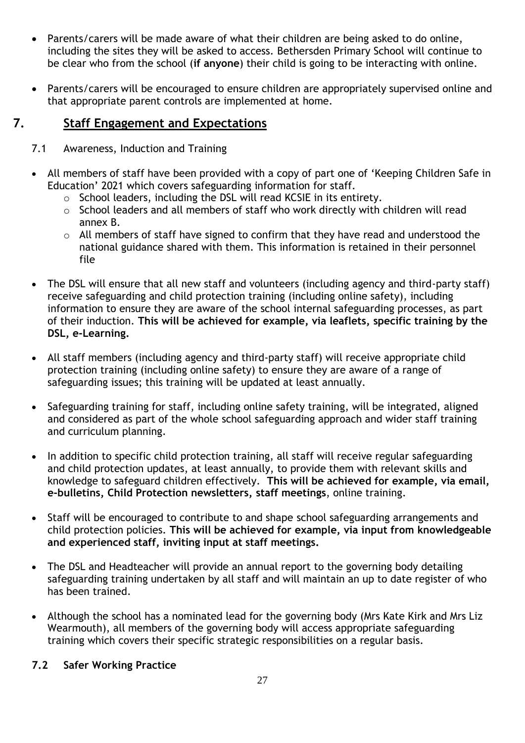- Parents/carers will be made aware of what their children are being asked to do online, including the sites they will be asked to access. Bethersden Primary School will continue to be clear who from the school (**if anyone**) their child is going to be interacting with online.

- Parents/carers will be encouraged to ensure children are appropriately supervised online and that appropriate parent controls are implemented at home.

## 7. Staff Engagement and Expectations

7.1 Awareness, Induction and Training

- All members of staff have been provided with a copy of part one of 'Keeping Children Safe in Education' 2021 which covers safeguarding information for staff.
    - School leaders, including the DSL will read KCSIE in its entirety.
    - School leaders and all members of staff who work directly with children will read annex B.
    - All members of staff have signed to confirm that they have read and understood the national guidance shared with them. This information is retained in their personnel file

- The DSL will ensure that all new staff and volunteers (including agency and third-party staff) receive safeguarding and child protection training (including online safety), including information to ensure they are aware of the school internal safeguarding processes, as part of their induction. **This will be achieved for example, via leaflets, specific training by the DSL, e-Learning.**

- All staff members (including agency and third-party staff) will receive appropriate child protection training (including online safety) to ensure they are aware of a range of safeguarding issues; this training will be updated at least annually.

- Safeguarding training for staff, including online safety training, will be integrated, aligned and considered as part of the whole school safeguarding approach and wider staff training and curriculum planning.

- In addition to specific child protection training, all staff will receive regular safeguarding and child protection updates, at least annually, to provide them with relevant skills and knowledge to safeguard children effectively. **This will be achieved for example, via email, e-bulletins, Child Protection newsletters, staff meetings**, online training.

- Staff will be encouraged to contribute to and shape school safeguarding arrangements and child protection policies. **This will be achieved for example, via input from knowledgeable and experienced staff, inviting input at staff meetings.**

- The DSL and Headteacher will provide an annual report to the governing body detailing safeguarding training undertaken by all staff and will maintain an up to date register of who has been trained.

- Although the school has a nominated lead for the governing body (Mrs Kate Kirk and Mrs Liz Wearmouth), all members of the governing body will access appropriate safeguarding training which covers their specific strategic responsibilities on a regular basis.

### 7.2 Safer Working Practice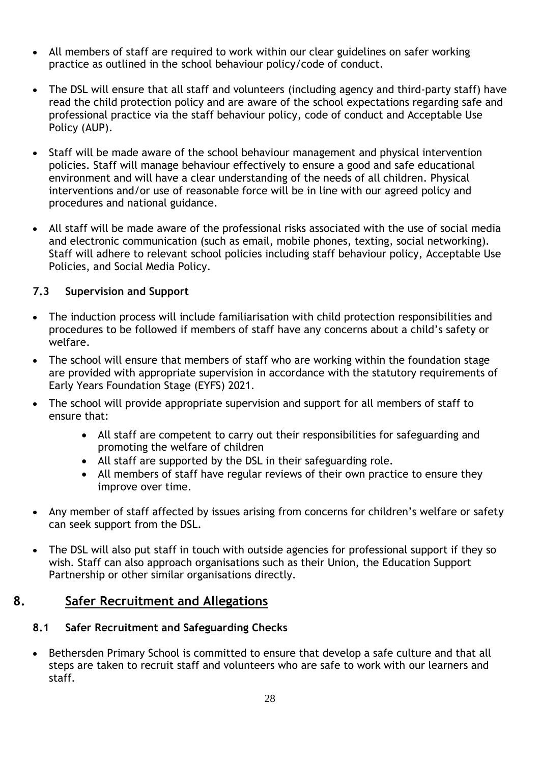- All members of staff are required to work within our clear guidelines on safer working practice as outlined in the school behaviour policy/code of conduct.

- The DSL will ensure that all staff and volunteers (including agency and third-party staff) have read the child protection policy and are aware of the school expectations regarding safe and professional practice via the staff behaviour policy, code of conduct and Acceptable Use Policy (AUP).

- Staff will be made aware of the school behaviour management and physical intervention policies. Staff will manage behaviour effectively to ensure a good and safe educational environment and will have a clear understanding of the needs of all children. Physical interventions and/or use of reasonable force will be in line with our agreed policy and procedures and national guidance.

- All staff will be made aware of the professional risks associated with the use of social media and electronic communication (such as email, mobile phones, texting, social networking). Staff will adhere to relevant school policies including staff behaviour policy, Acceptable Use Policies, and Social Media Policy.

### 7.3 Supervision and Support

- The induction process will include familiarisation with child protection responsibilities and procedures to be followed if members of staff have any concerns about a child's safety or welfare.
- The school will ensure that members of staff who are working within the foundation stage are provided with appropriate supervision in accordance with the statutory requirements of Early Years Foundation Stage (EYFS) 2021.
- The school will provide appropriate supervision and support for all members of staff to ensure that:
    - All staff are competent to carry out their responsibilities for safeguarding and promoting the welfare of children
    - All staff are supported by the DSL in their safeguarding role.
    - All members of staff have regular reviews of their own practice to ensure they improve over time.

- Any member of staff affected by issues arising from concerns for children's welfare or safety can seek support from the DSL.

- The DSL will also put staff in touch with outside agencies for professional support if they so wish. Staff can also approach organisations such as their Union, the Education Support Partnership or other similar organisations directly.

## 8. Safer Recruitment and Allegations

### 8.1 Safer Recruitment and Safeguarding Checks

- Bethersden Primary School is committed to ensure that develop a safe culture and that all steps are taken to recruit staff and volunteers who are safe to work with our learners and staff.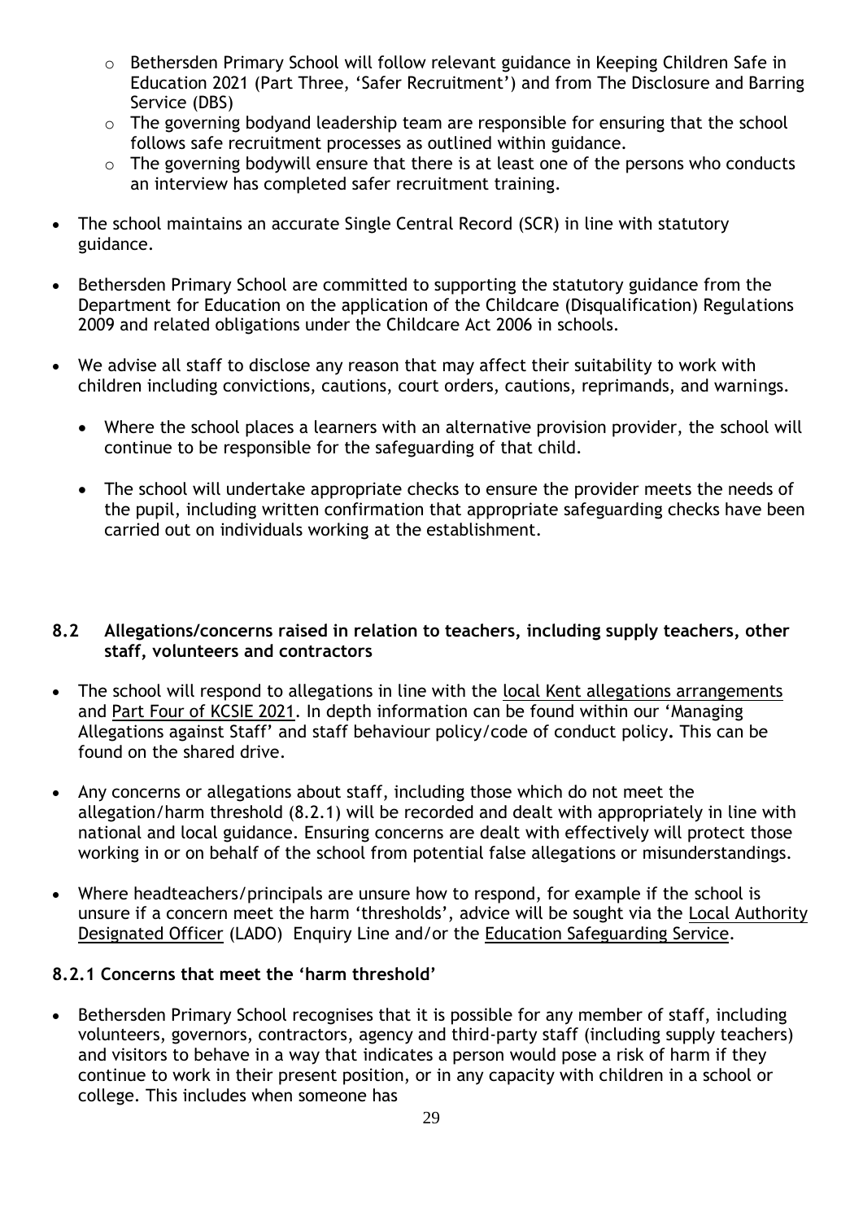- Bethersden Primary School will follow relevant guidance in Keeping Children Safe in Education 2021 (Part Three, 'Safer Recruitment') and from The Disclosure and Barring Service (DBS)
   - The governing bodyand leadership team are responsible for ensuring that the school follows safe recruitment processes as outlined within guidance.
   - The governing bodywill ensure that there is at least one of the persons who conducts an interview has completed safer recruitment training.

- The school maintains an accurate Single Central Record (SCR) in line with statutory guidance.

- Bethersden Primary School are committed to supporting the statutory guidance from the Department for Education on the application of the Childcare (Disqualification) Regulations 2009 and related obligations under the Childcare Act 2006 in schools.

- We advise all staff to disclose any reason that may affect their suitability to work with children including convictions, cautions, court orders, cautions, reprimands, and warnings.

  - Where the school places a learners with an alternative provision provider, the school will continue to be responsible for the safeguarding of that child.

  - The school will undertake appropriate checks to ensure the provider meets the needs of the pupil, including written confirmation that appropriate safeguarding checks have been carried out on individuals working at the establishment.

### 8.2 Allegations/concerns raised in relation to teachers, including supply teachers, other staff, volunteers and contractors

- The school will respond to allegations in line with the local Kent allegations arrangements and Part Four of KCSIE 2021. In depth information can be found within our 'Managing Allegations against Staff' and staff behaviour policy/code of conduct policy**.** This can be found on the shared drive.

- Any concerns or allegations about staff, including those which do not meet the allegation/harm threshold (8.2.1) will be recorded and dealt with appropriately in line with national and local guidance. Ensuring concerns are dealt with effectively will protect those working in or on behalf of the school from potential false allegations or misunderstandings.

- Where headteachers/principals are unsure how to respond, for example if the school is unsure if a concern meet the harm 'thresholds', advice will be sought via the Local Authority Designated Officer (LADO) Enquiry Line and/or the Education Safeguarding Service.

#### 8.2.1 Concerns that meet the 'harm threshold'

- Bethersden Primary School recognises that it is possible for any member of staff, including volunteers, governors, contractors, agency and third-party staff (including supply teachers) and visitors to behave in a way that indicates a person would pose a risk of harm if they continue to work in their present position, or in any capacity with children in a school or college. This includes when someone has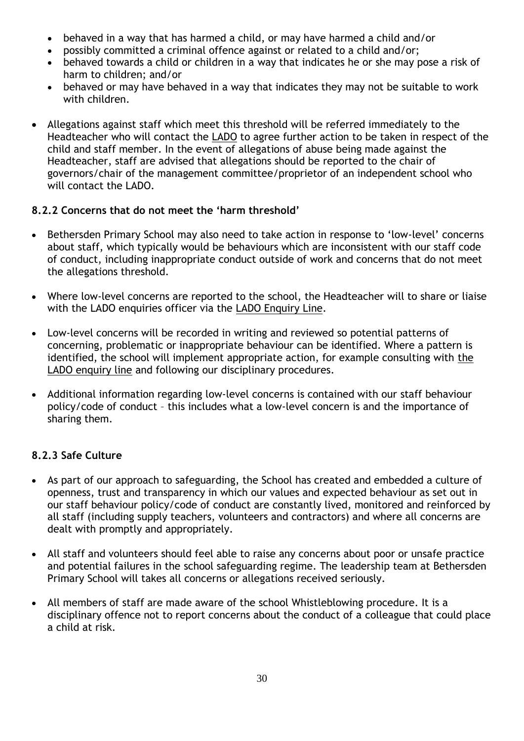- behaved in a way that has harmed a child, or may have harmed a child and/or
- possibly committed a criminal offence against or related to a child and/or;
- behaved towards a child or children in a way that indicates he or she may pose a risk of harm to children; and/or
- behaved or may have behaved in a way that indicates they may not be suitable to work with children.

- Allegations against staff which meet this threshold will be referred immediately to the Headteacher who will contact the LADO to agree further action to be taken in respect of the child and staff member. In the event of allegations of abuse being made against the Headteacher, staff are advised that allegations should be reported to the chair of governors/chair of the management committee/proprietor of an independent school who will contact the LADO.

### 8.2.2 Concerns that do not meet the 'harm threshold'

- Bethersden Primary School may also need to take action in response to 'low-level' concerns about staff, which typically would be behaviours which are inconsistent with our staff code of conduct, including inappropriate conduct outside of work and concerns that do not meet the allegations threshold.

- Where low-level concerns are reported to the school, the Headteacher will to share or liaise with the LADO enquiries officer via the LADO Enquiry Line.

- Low-level concerns will be recorded in writing and reviewed so potential patterns of concerning, problematic or inappropriate behaviour can be identified. Where a pattern is identified, the school will implement appropriate action, for example consulting with the LADO enquiry line and following our disciplinary procedures.

- Additional information regarding low-level concerns is contained with our staff behaviour policy/code of conduct – this includes what a low-level concern is and the importance of sharing them.

### 8.2.3 Safe Culture

- As part of our approach to safeguarding, the School has created and embedded a culture of openness, trust and transparency in which our values and expected behaviour as set out in our staff behaviour policy/code of conduct are constantly lived, monitored and reinforced by all staff (including supply teachers, volunteers and contractors) and where all concerns are dealt with promptly and appropriately.

- All staff and volunteers should feel able to raise any concerns about poor or unsafe practice and potential failures in the school safeguarding regime. The leadership team at Bethersden Primary School will takes all concerns or allegations received seriously.

- All members of staff are made aware of the school Whistleblowing procedure. It is a disciplinary offence not to report concerns about the conduct of a colleague that could place a child at risk.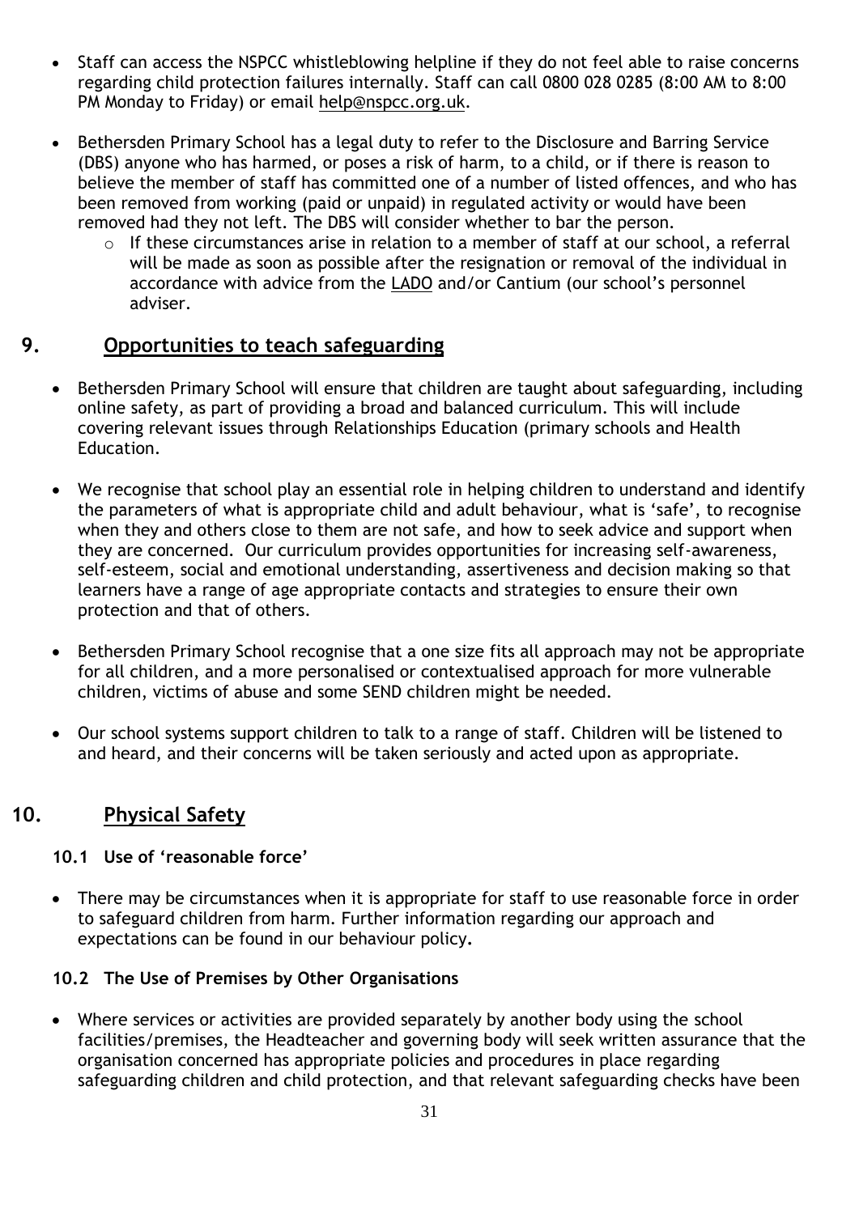- Staff can access the NSPCC whistleblowing helpline if they do not feel able to raise concerns regarding child protection failures internally. Staff can call 0800 028 0285 (8:00 AM to 8:00 PM Monday to Friday) or email help@nspcc.org.uk.

- Bethersden Primary School has a legal duty to refer to the Disclosure and Barring Service (DBS) anyone who has harmed, or poses a risk of harm, to a child, or if there is reason to believe the member of staff has committed one of a number of listed offences, and who has been removed from working (paid or unpaid) in regulated activity or would have been removed had they not left. The DBS will consider whether to bar the person.
  - If these circumstances arise in relation to a member of staff at our school, a referral will be made as soon as possible after the resignation or removal of the individual in accordance with advice from the LADO and/or Cantium (our school's personnel adviser.

## 9. Opportunities to teach safeguarding

- Bethersden Primary School will ensure that children are taught about safeguarding, including online safety, as part of providing a broad and balanced curriculum. This will include covering relevant issues through Relationships Education (primary schools and Health Education.

- We recognise that school play an essential role in helping children to understand and identify the parameters of what is appropriate child and adult behaviour, what is 'safe', to recognise when they and others close to them are not safe, and how to seek advice and support when they are concerned. Our curriculum provides opportunities for increasing self-awareness, self-esteem, social and emotional understanding, assertiveness and decision making so that learners have a range of age appropriate contacts and strategies to ensure their own protection and that of others.

- Bethersden Primary School recognise that a one size fits all approach may not be appropriate for all children, and a more personalised or contextualised approach for more vulnerable children, victims of abuse and some SEND children might be needed.

- Our school systems support children to talk to a range of staff. Children will be listened to and heard, and their concerns will be taken seriously and acted upon as appropriate.

## 10. Physical Safety

### 10.1 Use of 'reasonable force'

- There may be circumstances when it is appropriate for staff to use reasonable force in order to safeguard children from harm. Further information regarding our approach and expectations can be found in our behaviour policy**.**

### 10.2 The Use of Premises by Other Organisations

- Where services or activities are provided separately by another body using the school facilities/premises, the Headteacher and governing body will seek written assurance that the organisation concerned has appropriate policies and procedures in place regarding safeguarding children and child protection, and that relevant safeguarding checks have been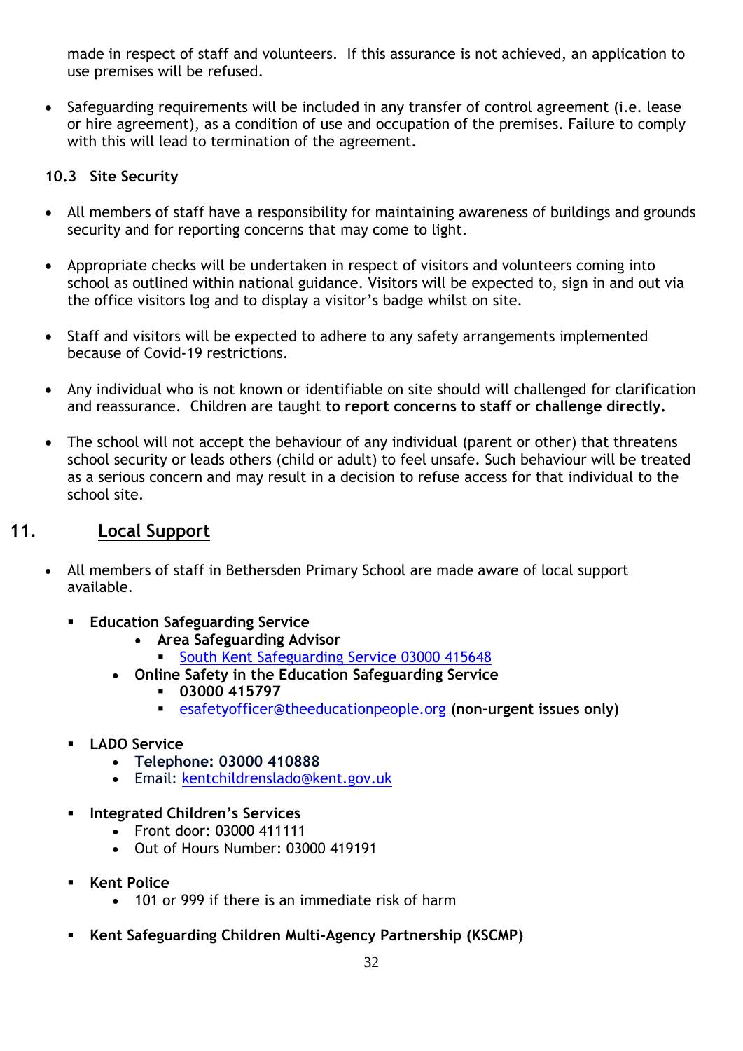made in respect of staff and volunteers. If this assurance is not achieved, an application to use premises will be refused.

- Safeguarding requirements will be included in any transfer of control agreement (i.e. lease or hire agreement), as a condition of use and occupation of the premises. Failure to comply with this will lead to termination of the agreement.

### 10.3 Site Security

- All members of staff have a responsibility for maintaining awareness of buildings and grounds security and for reporting concerns that may come to light.

- Appropriate checks will be undertaken in respect of visitors and volunteers coming into school as outlined within national guidance. Visitors will be expected to, sign in and out via the office visitors log and to display a visitor's badge whilst on site.

- Staff and visitors will be expected to adhere to any safety arrangements implemented because of Covid-19 restrictions.

- Any individual who is not known or identifiable on site should will challenged for clarification and reassurance. Children are taught **to report concerns to staff or challenge directly.**

- The school will not accept the behaviour of any individual (parent or other) that threatens school security or leads others (child or adult) to feel unsafe. Such behaviour will be treated as a serious concern and may result in a decision to refuse access for that individual to the school site.

## 11. Local Support

- All members of staff in Bethersden Primary School are made aware of local support available.
  - **Education Safeguarding Service**
    - **Area Safeguarding Advisor**
      - South Kent Safeguarding Service 03000 415648
    - **Online Safety in the Education Safeguarding Service**
      - **03000 415797**
      - esafetyofficer@theeducationpeople.org **(non-urgent issues only)**
  - **LADO Service**
    - **Telephone: 03000 410888**
    - Email: kentchildrenslado@kent.gov.uk
  - **Integrated Children's Services**
    - Front door: 03000 411111
    - Out of Hours Number: 03000 419191
  - **Kent Police**
    - 101 or 999 if there is an immediate risk of harm
  - **Kent Safeguarding Children Multi-Agency Partnership (KSCMP)**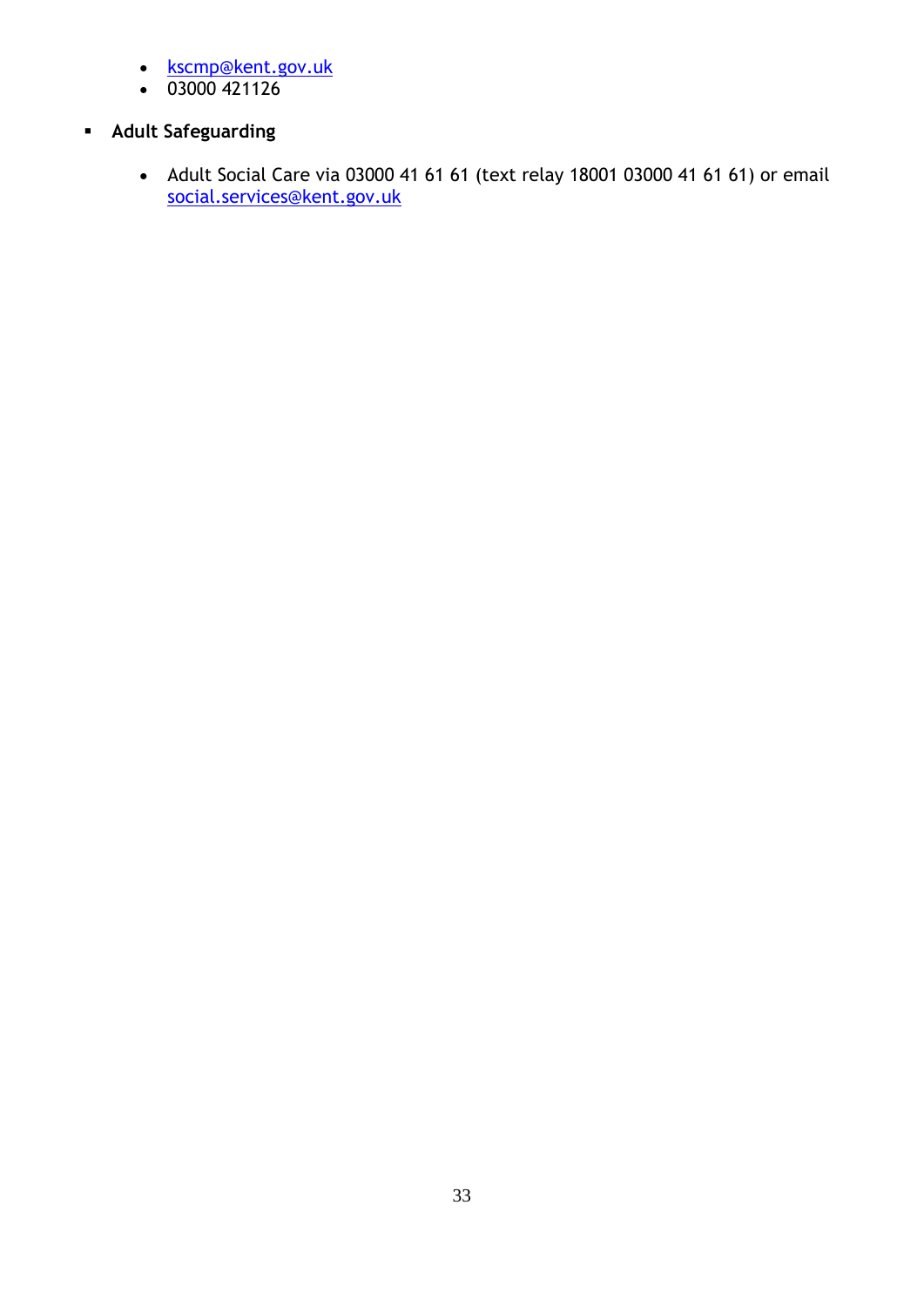- kscmp@kent.gov.uk
- 03000 421126

- **Adult Safeguarding**

  - Adult Social Care via 03000 41 61 61 (text relay 18001 03000 41 61 61) or email social.services@kent.gov.uk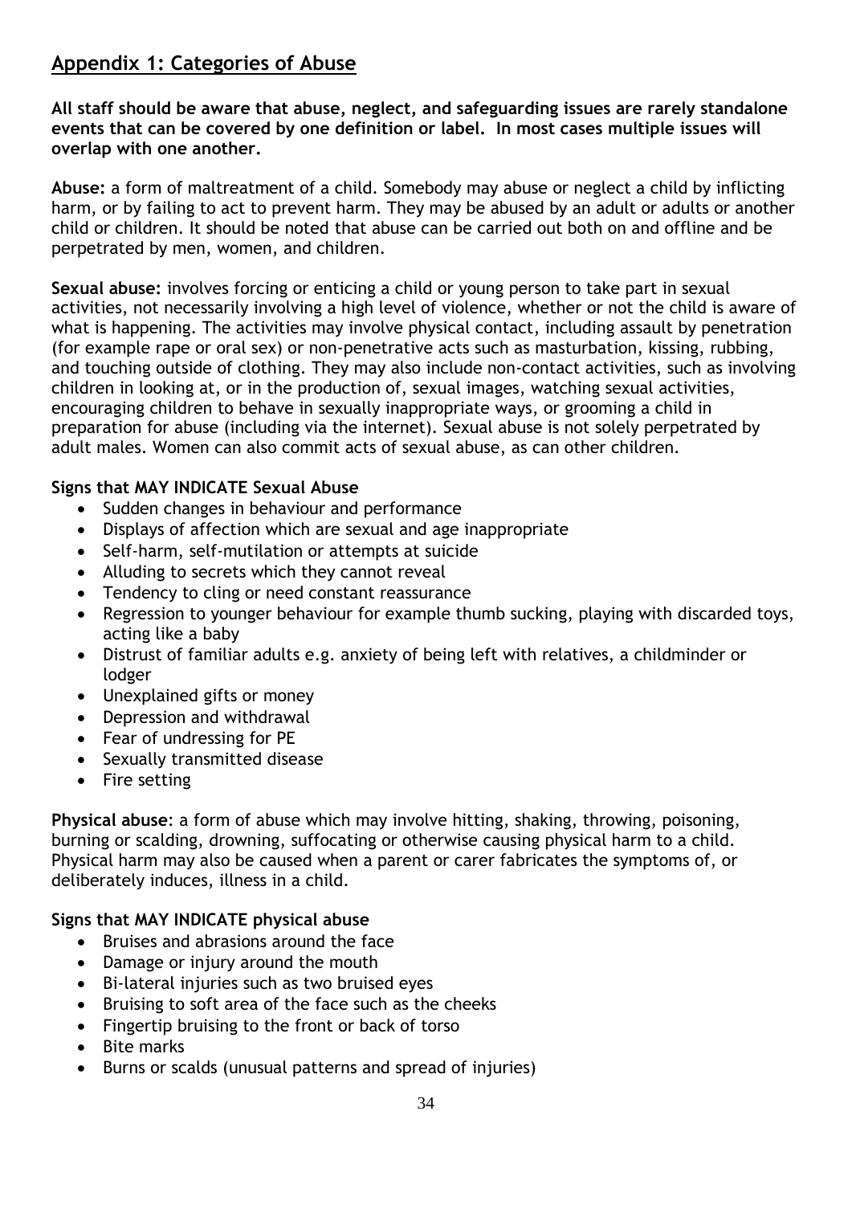## Appendix 1: Categories of Abuse

**All staff should be aware that abuse, neglect, and safeguarding issues are rarely standalone events that can be covered by one definition or label. In most cases multiple issues will overlap with one another.**

**Abuse:** a form of maltreatment of a child. Somebody may abuse or neglect a child by inflicting harm, or by failing to act to prevent harm. They may be abused by an adult or adults or another child or children. It should be noted that abuse can be carried out both on and offline and be perpetrated by men, women, and children.

**Sexual abuse:** involves forcing or enticing a child or young person to take part in sexual activities, not necessarily involving a high level of violence, whether or not the child is aware of what is happening. The activities may involve physical contact, including assault by penetration (for example rape or oral sex) or non-penetrative acts such as masturbation, kissing, rubbing, and touching outside of clothing. They may also include non-contact activities, such as involving children in looking at, or in the production of, sexual images, watching sexual activities, encouraging children to behave in sexually inappropriate ways, or grooming a child in preparation for abuse (including via the internet). Sexual abuse is not solely perpetrated by adult males. Women can also commit acts of sexual abuse, as can other children.

**Signs that MAY INDICATE Sexual Abuse**

- Sudden changes in behaviour and performance
- Displays of affection which are sexual and age inappropriate
- Self-harm, self-mutilation or attempts at suicide
- Alluding to secrets which they cannot reveal
- Tendency to cling or need constant reassurance
- Regression to younger behaviour for example thumb sucking, playing with discarded toys, acting like a baby
- Distrust of familiar adults e.g. anxiety of being left with relatives, a childminder or lodger
- Unexplained gifts or money
- Depression and withdrawal
- Fear of undressing for PE
- Sexually transmitted disease
- Fire setting

**Physical abuse**: a form of abuse which may involve hitting, shaking, throwing, poisoning, burning or scalding, drowning, suffocating or otherwise causing physical harm to a child. Physical harm may also be caused when a parent or carer fabricates the symptoms of, or deliberately induces, illness in a child.

**Signs that MAY INDICATE physical abuse**

- Bruises and abrasions around the face
- Damage or injury around the mouth
- Bi-lateral injuries such as two bruised eyes
- Bruising to soft area of the face such as the cheeks
- Fingertip bruising to the front or back of torso
- Bite marks
- Burns or scalds (unusual patterns and spread of injuries)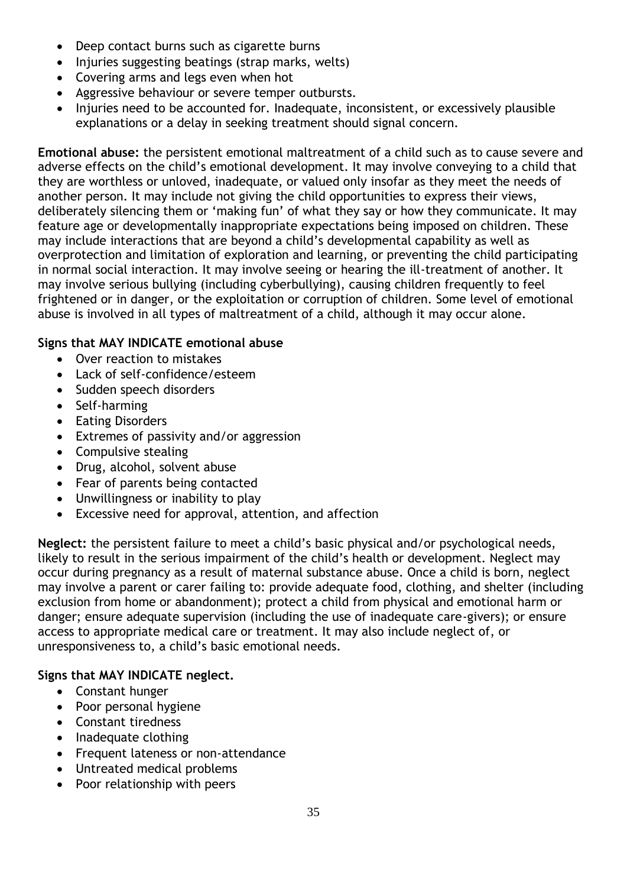- Deep contact burns such as cigarette burns
- Injuries suggesting beatings (strap marks, welts)
- Covering arms and legs even when hot
- Aggressive behaviour or severe temper outbursts.
- Injuries need to be accounted for. Inadequate, inconsistent, or excessively plausible explanations or a delay in seeking treatment should signal concern.

**Emotional abuse:** the persistent emotional maltreatment of a child such as to cause severe and adverse effects on the child's emotional development. It may involve conveying to a child that they are worthless or unloved, inadequate, or valued only insofar as they meet the needs of another person. It may include not giving the child opportunities to express their views, deliberately silencing them or 'making fun' of what they say or how they communicate. It may feature age or developmentally inappropriate expectations being imposed on children. These may include interactions that are beyond a child's developmental capability as well as overprotection and limitation of exploration and learning, or preventing the child participating in normal social interaction. It may involve seeing or hearing the ill-treatment of another. It may involve serious bullying (including cyberbullying), causing children frequently to feel frightened or in danger, or the exploitation or corruption of children. Some level of emotional abuse is involved in all types of maltreatment of a child, although it may occur alone.

**Signs that MAY INDICATE emotional abuse**

- Over reaction to mistakes
- Lack of self-confidence/esteem
- Sudden speech disorders
- Self-harming
- Eating Disorders
- Extremes of passivity and/or aggression
- Compulsive stealing
- Drug, alcohol, solvent abuse
- Fear of parents being contacted
- Unwillingness or inability to play
- Excessive need for approval, attention, and affection

**Neglect:** the persistent failure to meet a child's basic physical and/or psychological needs, likely to result in the serious impairment of the child's health or development. Neglect may occur during pregnancy as a result of maternal substance abuse. Once a child is born, neglect may involve a parent or carer failing to: provide adequate food, clothing, and shelter (including exclusion from home or abandonment); protect a child from physical and emotional harm or danger; ensure adequate supervision (including the use of inadequate care-givers); or ensure access to appropriate medical care or treatment. It may also include neglect of, or unresponsiveness to, a child's basic emotional needs.

**Signs that MAY INDICATE neglect.**

- Constant hunger
- Poor personal hygiene
- Constant tiredness
- Inadequate clothing
- Frequent lateness or non-attendance
- Untreated medical problems
- Poor relationship with peers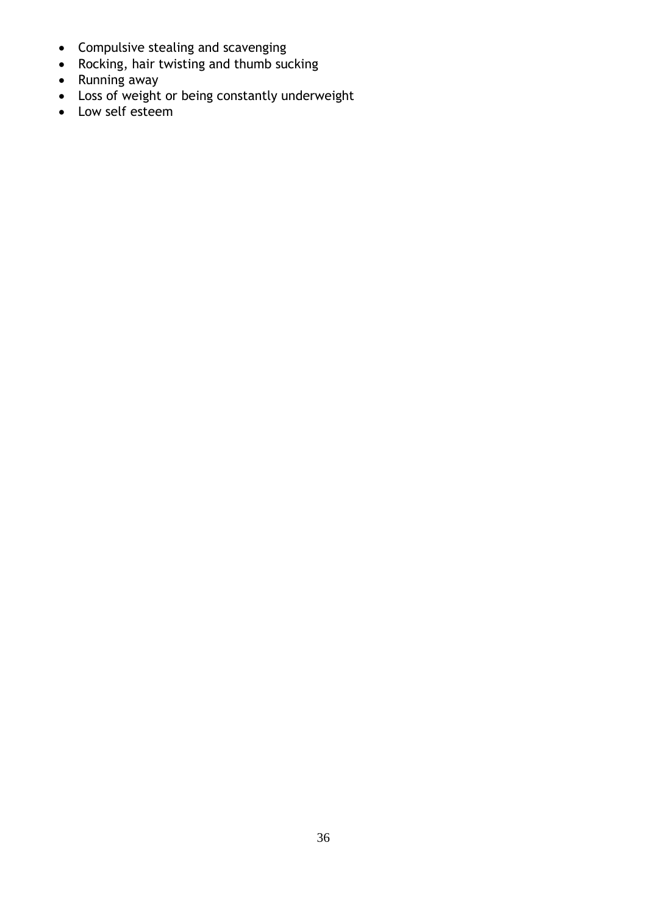- Compulsive stealing and scavenging
- Rocking, hair twisting and thumb sucking
- Running away
- Loss of weight or being constantly underweight
- Low self esteem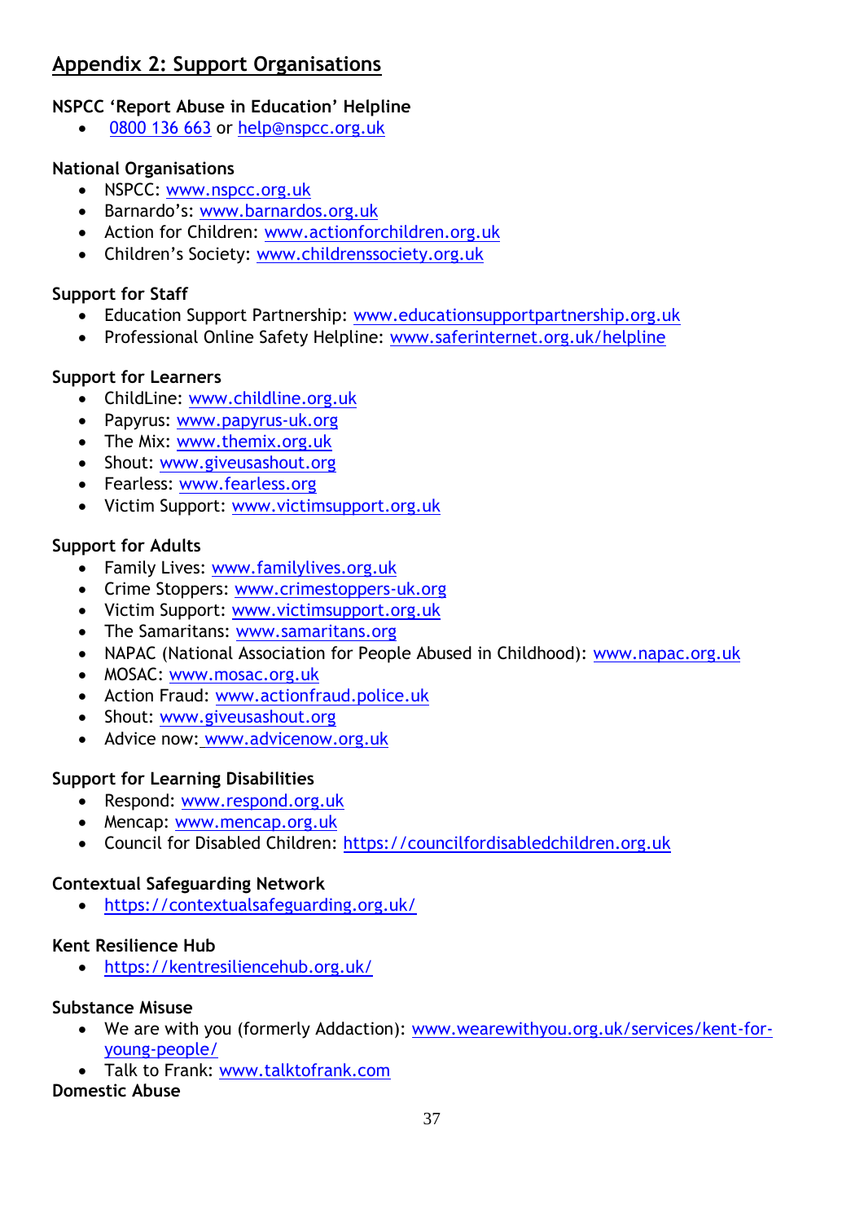## Appendix 2: Support Organisations

**NSPCC 'Report Abuse in Education' Helpline**

- 0800 136 663 or help@nspcc.org.uk

**National Organisations**

- NSPCC: www.nspcc.org.uk
- Barnardo's: www.barnardos.org.uk
- Action for Children: www.actionforchildren.org.uk
- Children's Society: www.childrenssociety.org.uk

**Support for Staff**

- Education Support Partnership: www.educationsupportpartnership.org.uk
- Professional Online Safety Helpline: www.saferinternet.org.uk/helpline

**Support for Learners**

- ChildLine: www.childline.org.uk
- Papyrus: www.papyrus-uk.org
- The Mix: www.themix.org.uk
- Shout: www.giveusashout.org
- Fearless: www.fearless.org
- Victim Support: www.victimsupport.org.uk

**Support for Adults**

- Family Lives: www.familylives.org.uk
- Crime Stoppers: www.crimestoppers-uk.org
- Victim Support: www.victimsupport.org.uk
- The Samaritans: www.samaritans.org
- NAPAC (National Association for People Abused in Childhood): www.napac.org.uk
- MOSAC: www.mosac.org.uk
- Action Fraud: www.actionfraud.police.uk
- Shout: www.giveusashout.org
- Advice now: www.advicenow.org.uk

**Support for Learning Disabilities**

- Respond: www.respond.org.uk
- Mencap: www.mencap.org.uk
- Council for Disabled Children: https://councilfordisabledchildren.org.uk

**Contextual Safeguarding Network**

- https://contextualsafeguarding.org.uk/

**Kent Resilience Hub**

- https://kentresiliencehub.org.uk/

**Substance Misuse**

- We are with you (formerly Addaction): www.wearewithyou.org.uk/services/kent-for-young-people/
- Talk to Frank: www.talktofrank.com

**Domestic Abuse**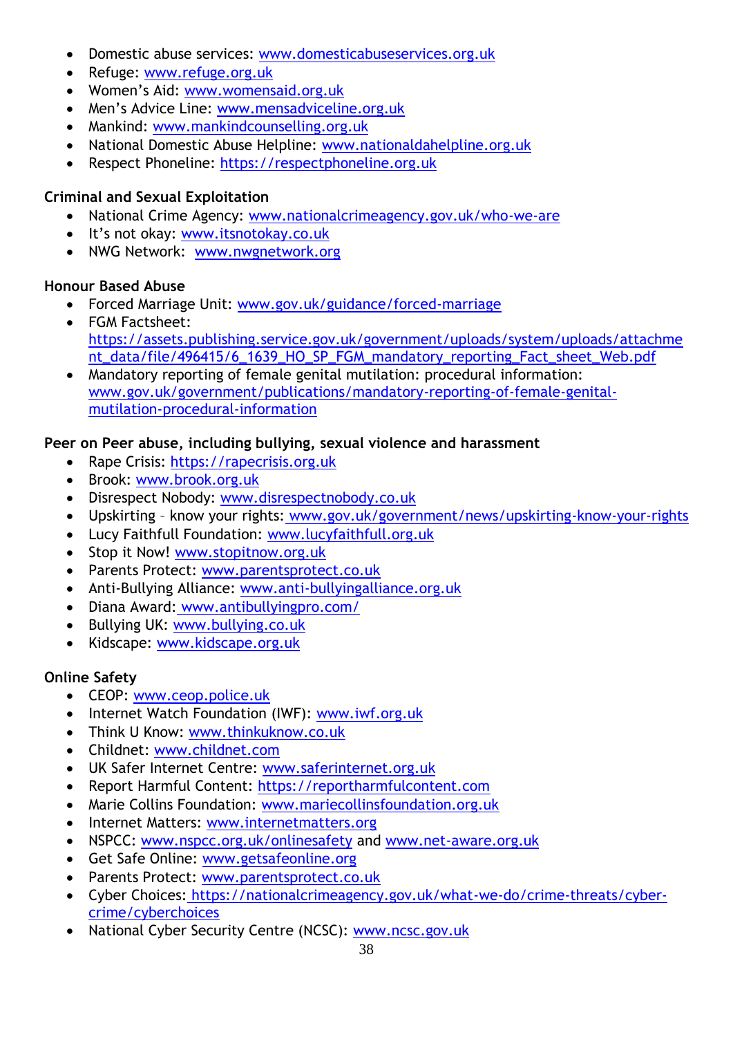- Domestic abuse services: www.domesticabuseservices.org.uk
- Refuge: www.refuge.org.uk
- Women's Aid: www.womensaid.org.uk
- Men's Advice Line: www.mensadviceline.org.uk
- Mankind: www.mankindcounselling.org.uk
- National Domestic Abuse Helpline: www.nationaldahelpline.org.uk
- Respect Phoneline: https://respectphoneline.org.uk

**Criminal and Sexual Exploitation**

- National Crime Agency: www.nationalcrimeagency.gov.uk/who-we-are
- It's not okay: www.itsnotokay.co.uk
- NWG Network: www.nwgnetwork.org

**Honour Based Abuse**

- Forced Marriage Unit: www.gov.uk/guidance/forced-marriage
- FGM Factsheet: https://assets.publishing.service.gov.uk/government/uploads/system/uploads/attachment_data/file/496415/6_1639_HO_SP_FGM_mandatory_reporting_Fact_sheet_Web.pdf
- Mandatory reporting of female genital mutilation: procedural information: www.gov.uk/government/publications/mandatory-reporting-of-female-genital-mutilation-procedural-information

**Peer on Peer abuse, including bullying, sexual violence and harassment**

- Rape Crisis: https://rapecrisis.org.uk
- Brook: www.brook.org.uk
- Disrespect Nobody: www.disrespectnobody.co.uk
- Upskirting – know your rights: www.gov.uk/government/news/upskirting-know-your-rights
- Lucy Faithfull Foundation: www.lucyfaithfull.org.uk
- Stop it Now! www.stopitnow.org.uk
- Parents Protect: www.parentsprotect.co.uk
- Anti-Bullying Alliance: www.anti-bullyingalliance.org.uk
- Diana Award: www.antibullyingpro.com/
- Bullying UK: www.bullying.co.uk
- Kidscape: www.kidscape.org.uk

**Online Safety**

- CEOP: www.ceop.police.uk
- Internet Watch Foundation (IWF): www.iwf.org.uk
- Think U Know: www.thinkuknow.co.uk
- Childnet: www.childnet.com
- UK Safer Internet Centre: www.saferinternet.org.uk
- Report Harmful Content: https://reportharmfulcontent.com
- Marie Collins Foundation: www.mariecollinsfoundation.org.uk
- Internet Matters: www.internetmatters.org
- NSPCC: www.nspcc.org.uk/onlinesafety and www.net-aware.org.uk
- Get Safe Online: www.getsafeonline.org
- Parents Protect: www.parentsprotect.co.uk
- Cyber Choices: https://nationalcrimeagency.gov.uk/what-we-do/crime-threats/cyber-crime/cyberchoices
- National Cyber Security Centre (NCSC): www.ncsc.gov.uk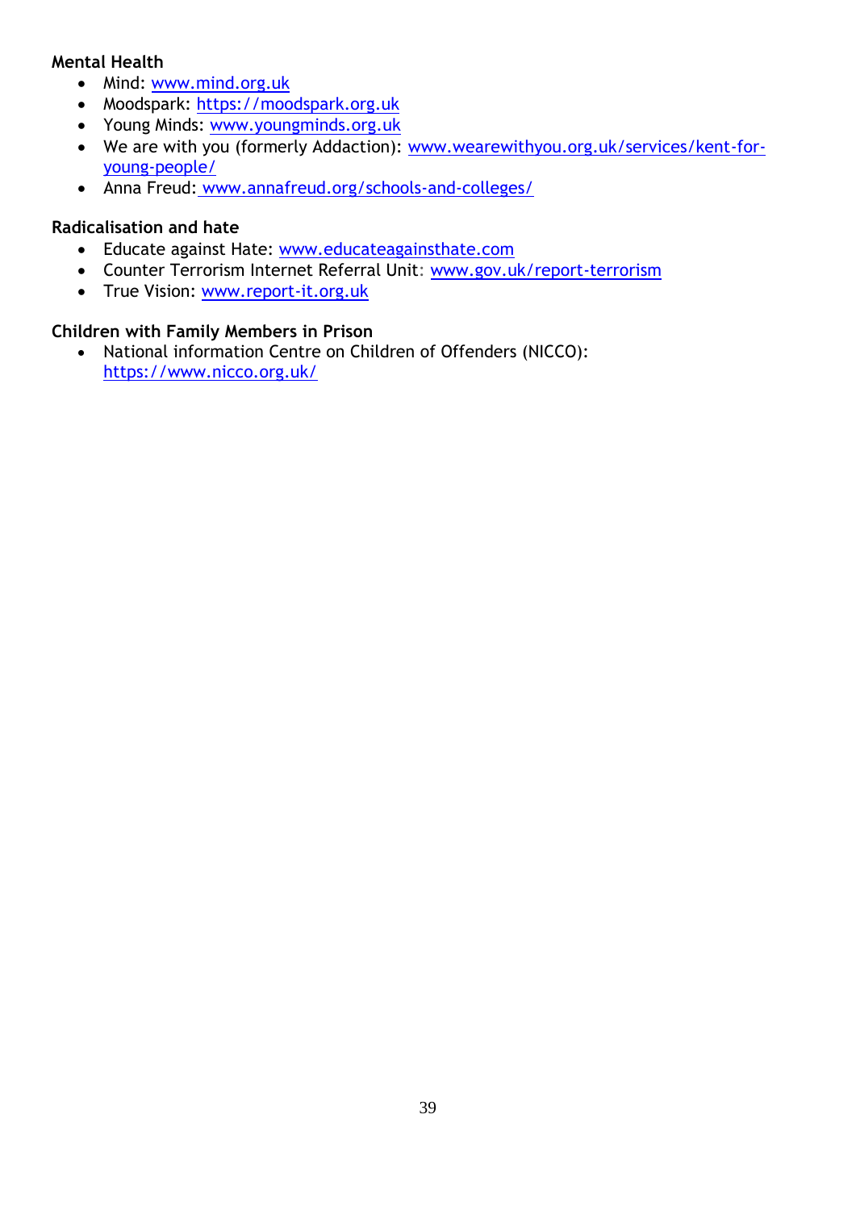**Mental Health**

- Mind: www.mind.org.uk
- Moodspark: https://moodspark.org.uk
- Young Minds: www.youngminds.org.uk
- We are with you (formerly Addaction): www.wearewithyou.org.uk/services/kent-for-young-people/
- Anna Freud: www.annafreud.org/schools-and-colleges/

**Radicalisation and hate**

- Educate against Hate: www.educateagainsthate.com
- Counter Terrorism Internet Referral Unit: www.gov.uk/report-terrorism
- True Vision: www.report-it.org.uk

**Children with Family Members in Prison**

- National information Centre on Children of Offenders (NICCO): https://www.nicco.org.uk/